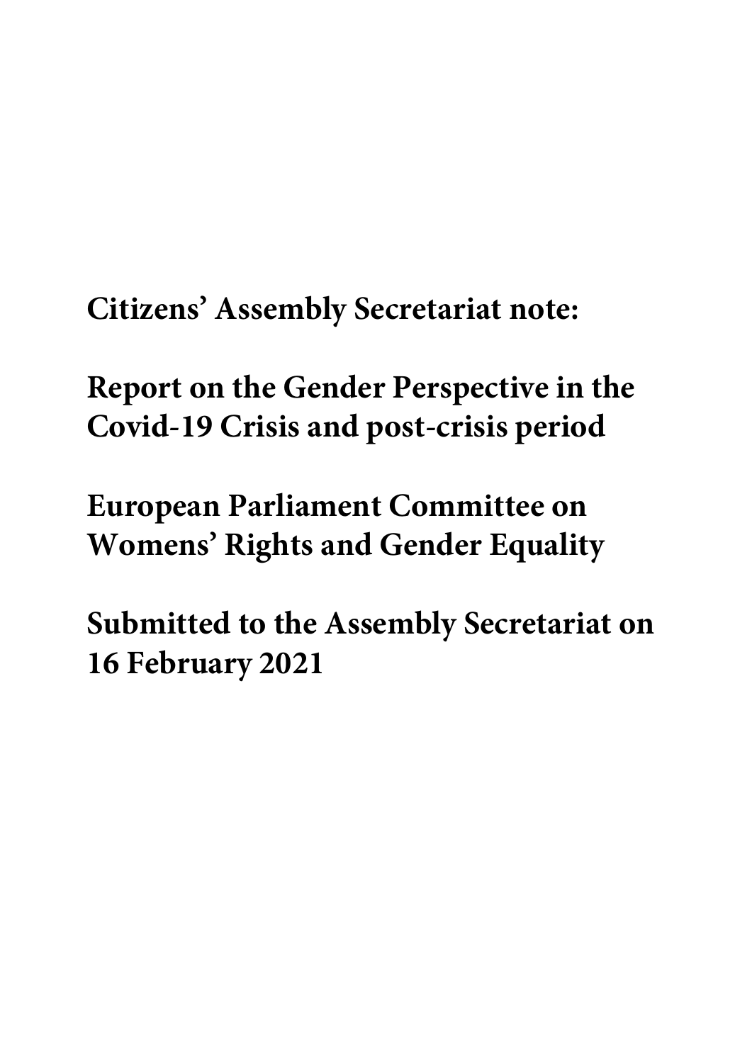**Citizens' Assembly Secretariat note:**

**Report on the Gender Perspective in the Covid-19 Crisis and post-crisis period**

**European Parliament Committee on Womens' Rights and Gender Equality**

**Submitted to the Assembly Secretariat on 16 February 2021**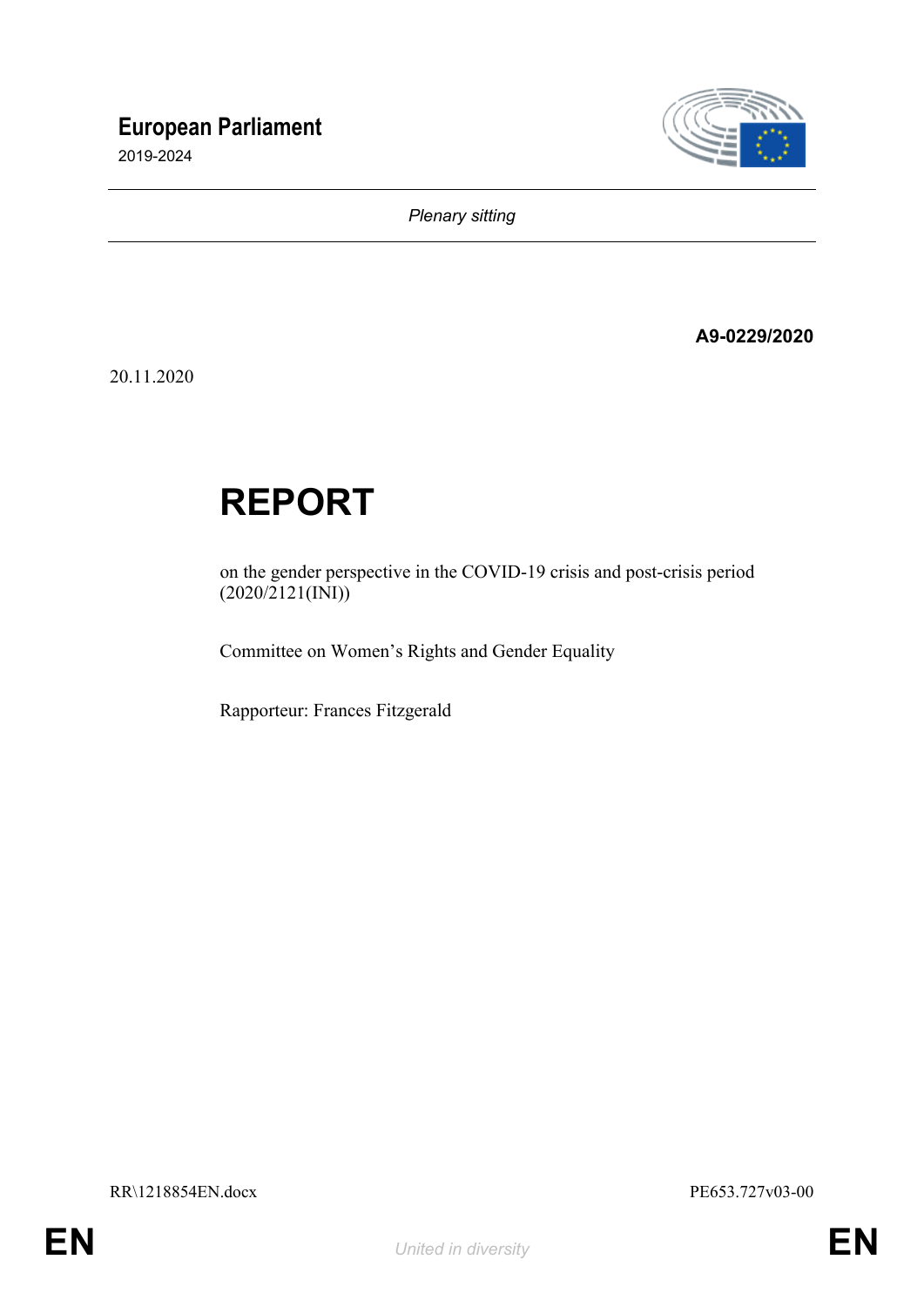# European Parliament

2019-2024

*Plenary sitting*

**A9-0229/2020**

20.11.2020

# REPORT

on the gender perspective in the COVID-19 crisis and post-crisis period (2020/2121(INI))

Committee on Women's Rights and Gender Equality

Rapporteur: Frances Fitzgerald

RR\1218854EN.docx PE653.727v03-00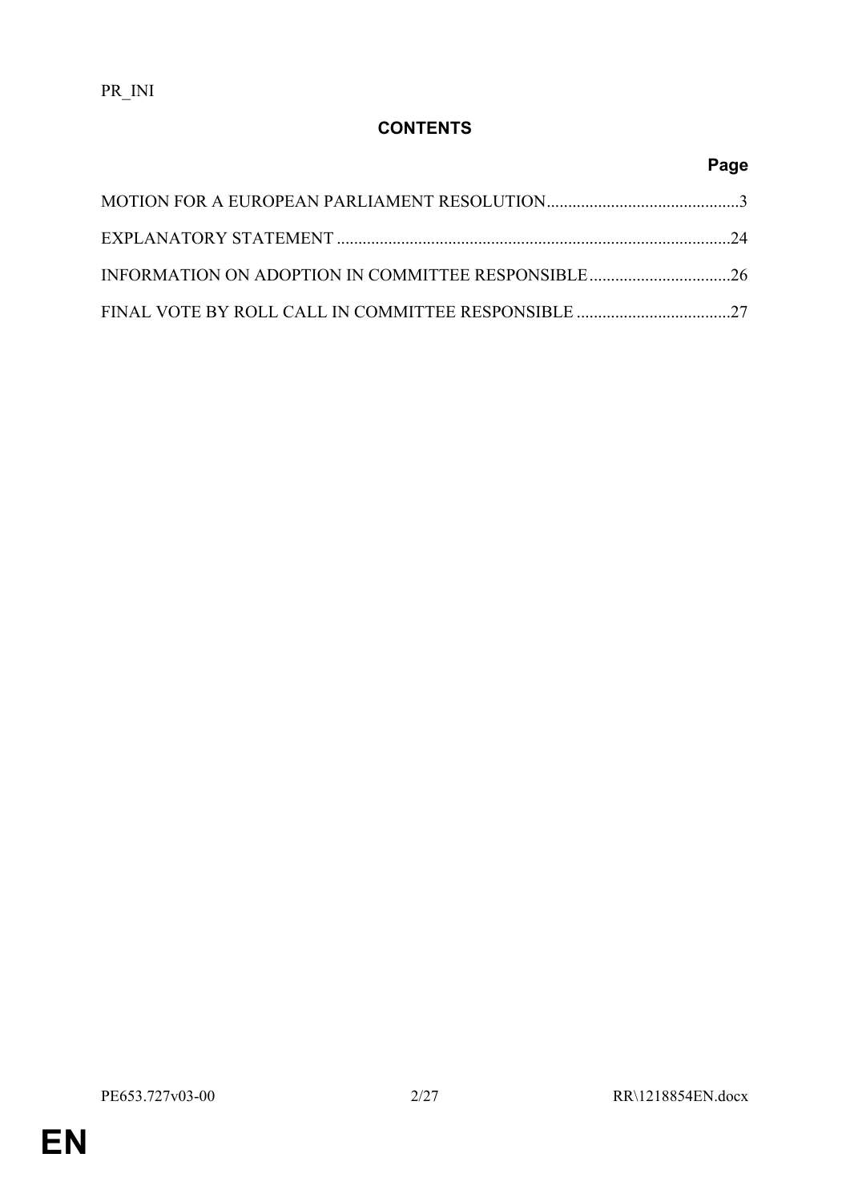PR_INI

## CONTENTS

| | Page |
|---|---|
| MOTION FOR A EUROPEAN PARLIAMENT RESOLUTION | 3 |
| EXPLANATORY STATEMENT | 24 |
| INFORMATION ON ADOPTION IN COMMITTEE RESPONSIBLE | 26 |
| FINAL VOTE BY ROLL CALL IN COMMITTEE RESPONSIBLE | 27 |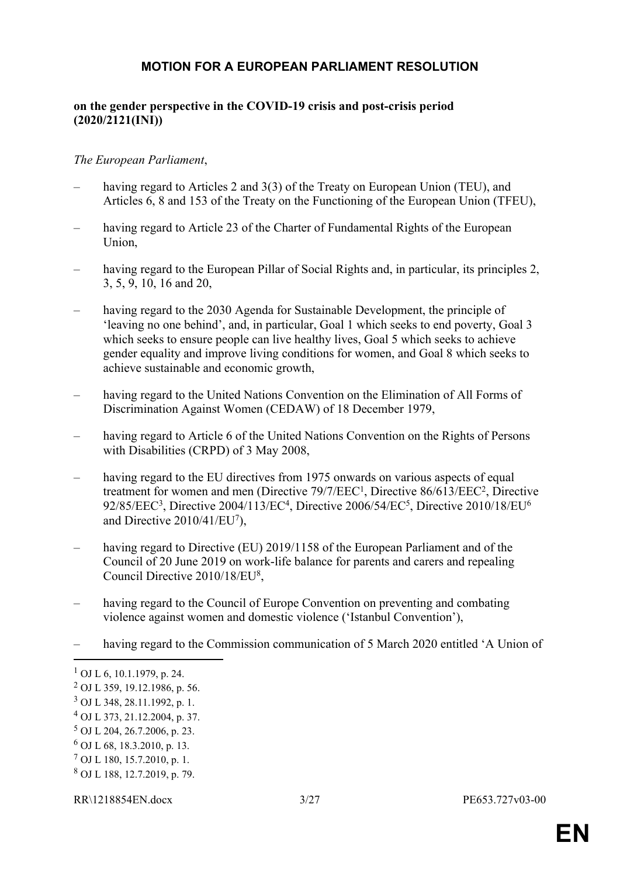## MOTION FOR A EUROPEAN PARLIAMENT RESOLUTION

**on the gender perspective in the COVID-19 crisis and post-crisis period (2020/2121(INI))**

*The European Parliament*,

– having regard to Articles 2 and 3(3) of the Treaty on European Union (TEU), and Articles 6, 8 and 153 of the Treaty on the Functioning of the European Union (TFEU),

– having regard to Article 23 of the Charter of Fundamental Rights of the European Union,

– having regard to the European Pillar of Social Rights and, in particular, its principles 2, 3, 5, 9, 10, 16 and 20,

– having regard to the 2030 Agenda for Sustainable Development, the principle of 'leaving no one behind', and, in particular, Goal 1 which seeks to end poverty, Goal 3 which seeks to ensure people can live healthy lives, Goal 5 which seeks to achieve gender equality and improve living conditions for women, and Goal 8 which seeks to achieve sustainable and economic growth,

– having regard to the United Nations Convention on the Elimination of All Forms of Discrimination Against Women (CEDAW) of 18 December 1979,

– having regard to Article 6 of the United Nations Convention on the Rights of Persons with Disabilities (CRPD) of 3 May 2008,

– having regard to the EU directives from 1975 onwards on various aspects of equal treatment for women and men (Directive 79/7/EEC[1], Directive 86/613/EEC[2], Directive 92/85/EEC[3], Directive 2004/113/EC[4], Directive 2006/54/EC[5], Directive 2010/18/EU[6] and Directive 2010/41/EU[7]),

– having regard to Directive (EU) 2019/1158 of the European Parliament and of the Council of 20 June 2019 on work-life balance for parents and carers and repealing Council Directive 2010/18/EU[8],

– having regard to the Council of Europe Convention on preventing and combating violence against women and domestic violence ('Istanbul Convention'),

– having regard to the Commission communication of 5 March 2020 entitled 'A Union of

---

[1] OJ L 6, 10.1.1979, p. 24.
[2] OJ L 359, 19.12.1986, p. 56.
[3] OJ L 348, 28.11.1992, p. 1.
[4] OJ L 373, 21.12.2004, p. 37.
[5] OJ L 204, 26.7.2006, p. 23.
[6] OJ L 68, 18.3.2010, p. 13.
[7] OJ L 180, 15.7.2010, p. 1.
[8] OJ L 188, 12.7.2019, p. 79.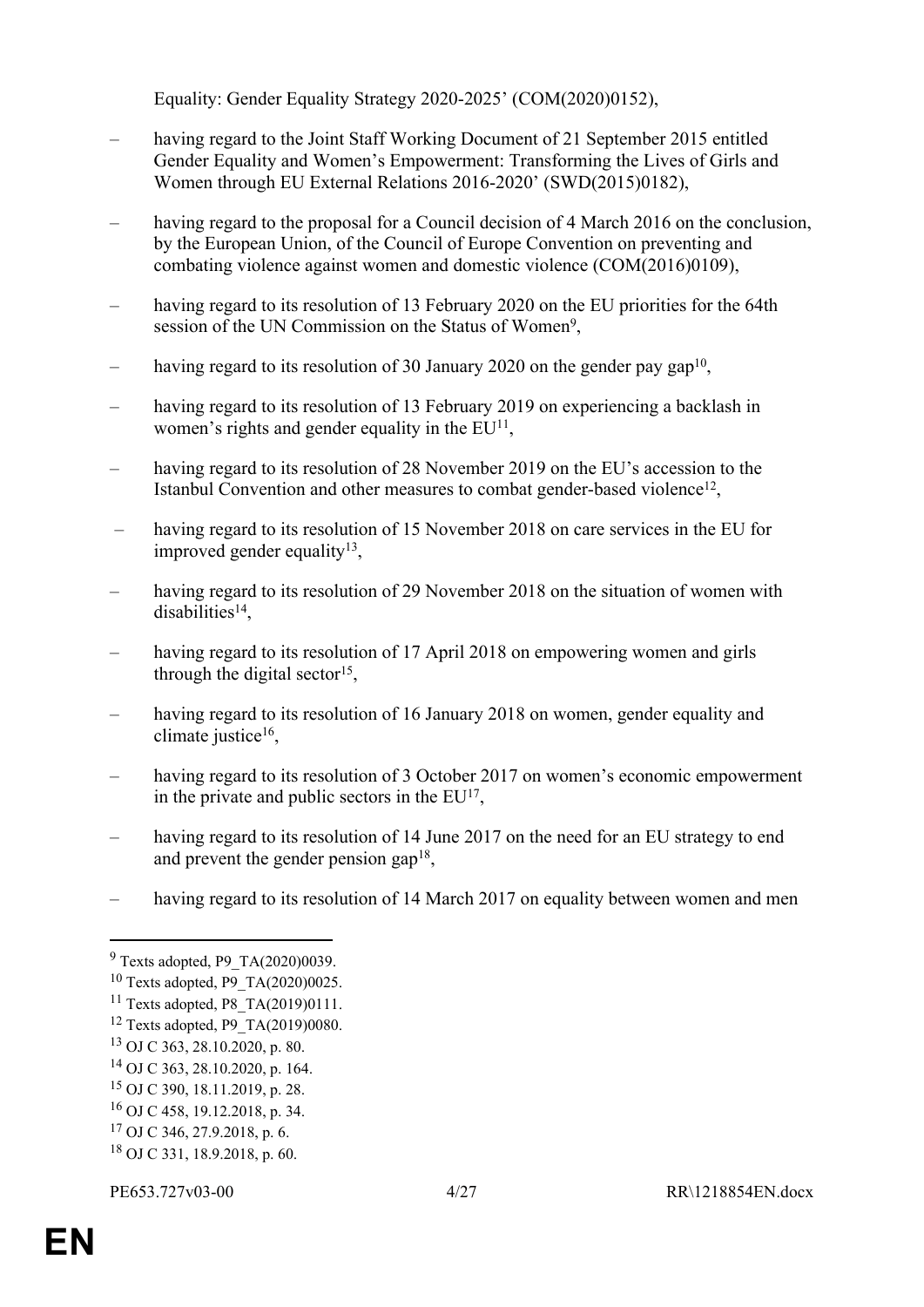Equality: Gender Equality Strategy 2020-2025' (COM(2020)0152),

– having regard to the Joint Staff Working Document of 21 September 2015 entitled Gender Equality and Women's Empowerment: Transforming the Lives of Girls and Women through EU External Relations 2016-2020' (SWD(2015)0182),

– having regard to the proposal for a Council decision of 4 March 2016 on the conclusion, by the European Union, of the Council of Europe Convention on preventing and combating violence against women and domestic violence (COM(2016)0109),

– having regard to its resolution of 13 February 2020 on the EU priorities for the 64th session of the UN Commission on the Status of Women[9],

– having regard to its resolution of 30 January 2020 on the gender pay gap[10],

– having regard to its resolution of 13 February 2019 on experiencing a backlash in women's rights and gender equality in the EU[11],

– having regard to its resolution of 28 November 2019 on the EU's accession to the Istanbul Convention and other measures to combat gender-based violence[12],

– having regard to its resolution of 15 November 2018 on care services in the EU for improved gender equality[13],

– having regard to its resolution of 29 November 2018 on the situation of women with disabilities[14],

– having regard to its resolution of 17 April 2018 on empowering women and girls through the digital sector[15],

– having regard to its resolution of 16 January 2018 on women, gender equality and climate justice[16],

– having regard to its resolution of 3 October 2017 on women's economic empowerment in the private and public sectors in the EU[17],

– having regard to its resolution of 14 June 2017 on the need for an EU strategy to end and prevent the gender pension gap[18],

– having regard to its resolution of 14 March 2017 on equality between women and men

---

[9] Texts adopted, P9_TA(2020)0039.

[10] Texts adopted, P9_TA(2020)0025.

[11] Texts adopted, P8_TA(2019)0111.

[12] Texts adopted, P9_TA(2019)0080.

[13] OJ C 363, 28.10.2020, p. 80.

[14] OJ C 363, 28.10.2020, p. 164.

[15] OJ C 390, 18.11.2019, p. 28.

[16] OJ C 458, 19.12.2018, p. 34.

[17] OJ C 346, 27.9.2018, p. 6.

[18] OJ C 331, 18.9.2018, p. 60.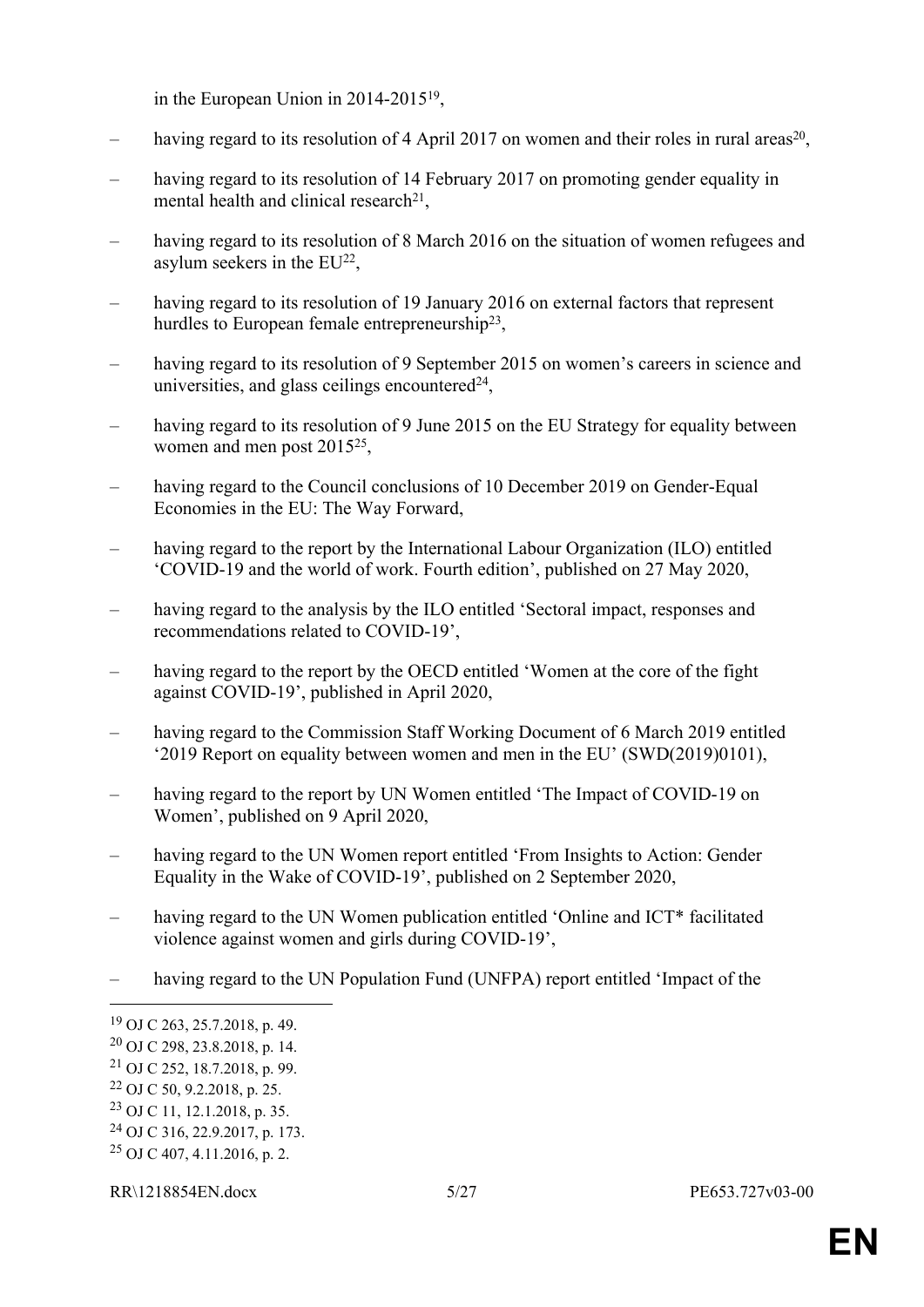in the European Union in 2014-2015[19],

– having regard to its resolution of 4 April 2017 on women and their roles in rural areas[20],

– having regard to its resolution of 14 February 2017 on promoting gender equality in mental health and clinical research[21],

– having regard to its resolution of 8 March 2016 on the situation of women refugees and asylum seekers in the EU[22],

– having regard to its resolution of 19 January 2016 on external factors that represent hurdles to European female entrepreneurship[23],

– having regard to its resolution of 9 September 2015 on women's careers in science and universities, and glass ceilings encountered[24],

– having regard to its resolution of 9 June 2015 on the EU Strategy for equality between women and men post 2015[25],

– having regard to the Council conclusions of 10 December 2019 on Gender-Equal Economies in the EU: The Way Forward,

– having regard to the report by the International Labour Organization (ILO) entitled 'COVID-19 and the world of work. Fourth edition', published on 27 May 2020,

– having regard to the analysis by the ILO entitled 'Sectoral impact, responses and recommendations related to COVID-19',

– having regard to the report by the OECD entitled 'Women at the core of the fight against COVID-19', published in April 2020,

– having regard to the Commission Staff Working Document of 6 March 2019 entitled '2019 Report on equality between women and men in the EU' (SWD(2019)0101),

– having regard to the report by UN Women entitled 'The Impact of COVID-19 on Women', published on 9 April 2020,

– having regard to the UN Women report entitled 'From Insights to Action: Gender Equality in the Wake of COVID-19', published on 2 September 2020,

– having regard to the UN Women publication entitled 'Online and ICT* facilitated violence against women and girls during COVID-19',

– having regard to the UN Population Fund (UNFPA) report entitled 'Impact of the

---

[19] OJ C 263, 25.7.2018, p. 49.
[20] OJ C 298, 23.8.2018, p. 14.
[21] OJ C 252, 18.7.2018, p. 99.
[22] OJ C 50, 9.2.2018, p. 25.
[23] OJ C 11, 12.1.2018, p. 35.
[24] OJ C 316, 22.9.2017, p. 173.
[25] OJ C 407, 4.11.2016, p. 2.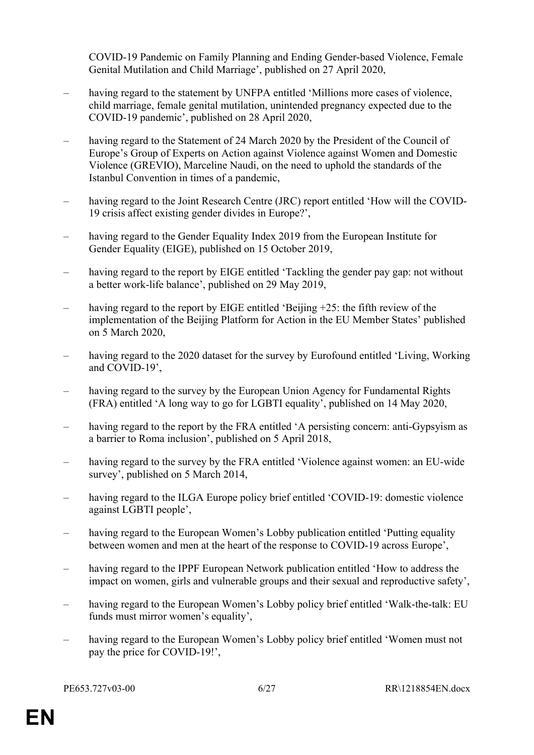COVID-19 Pandemic on Family Planning and Ending Gender-based Violence, Female Genital Mutilation and Child Marriage', published on 27 April 2020,

– having regard to the statement by UNFPA entitled 'Millions more cases of violence, child marriage, female genital mutilation, unintended pregnancy expected due to the COVID-19 pandemic', published on 28 April 2020,

– having regard to the Statement of 24 March 2020 by the President of the Council of Europe's Group of Experts on Action against Violence against Women and Domestic Violence (GREVIO), Marceline Naudi, on the need to uphold the standards of the Istanbul Convention in times of a pandemic,

– having regard to the Joint Research Centre (JRC) report entitled 'How will the COVID-19 crisis affect existing gender divides in Europe?',

– having regard to the Gender Equality Index 2019 from the European Institute for Gender Equality (EIGE), published on 15 October 2019,

– having regard to the report by EIGE entitled 'Tackling the gender pay gap: not without a better work-life balance', published on 29 May 2019,

– having regard to the report by EIGE entitled 'Beijing +25: the fifth review of the implementation of the Beijing Platform for Action in the EU Member States' published on 5 March 2020,

– having regard to the 2020 dataset for the survey by Eurofound entitled 'Living, Working and COVID-19',

– having regard to the survey by the European Union Agency for Fundamental Rights (FRA) entitled 'A long way to go for LGBTI equality', published on 14 May 2020,

– having regard to the report by the FRA entitled 'A persisting concern: anti-Gypsyism as a barrier to Roma inclusion', published on 5 April 2018,

– having regard to the survey by the FRA entitled 'Violence against women: an EU-wide survey', published on 5 March 2014,

– having regard to the ILGA Europe policy brief entitled 'COVID-19: domestic violence against LGBTI people',

– having regard to the European Women's Lobby publication entitled 'Putting equality between women and men at the heart of the response to COVID-19 across Europe',

– having regard to the IPPF European Network publication entitled 'How to address the impact on women, girls and vulnerable groups and their sexual and reproductive safety',

– having regard to the European Women's Lobby policy brief entitled 'Walk-the-talk: EU funds must mirror women's equality',

– having regard to the European Women's Lobby policy brief entitled 'Women must not pay the price for COVID-19!',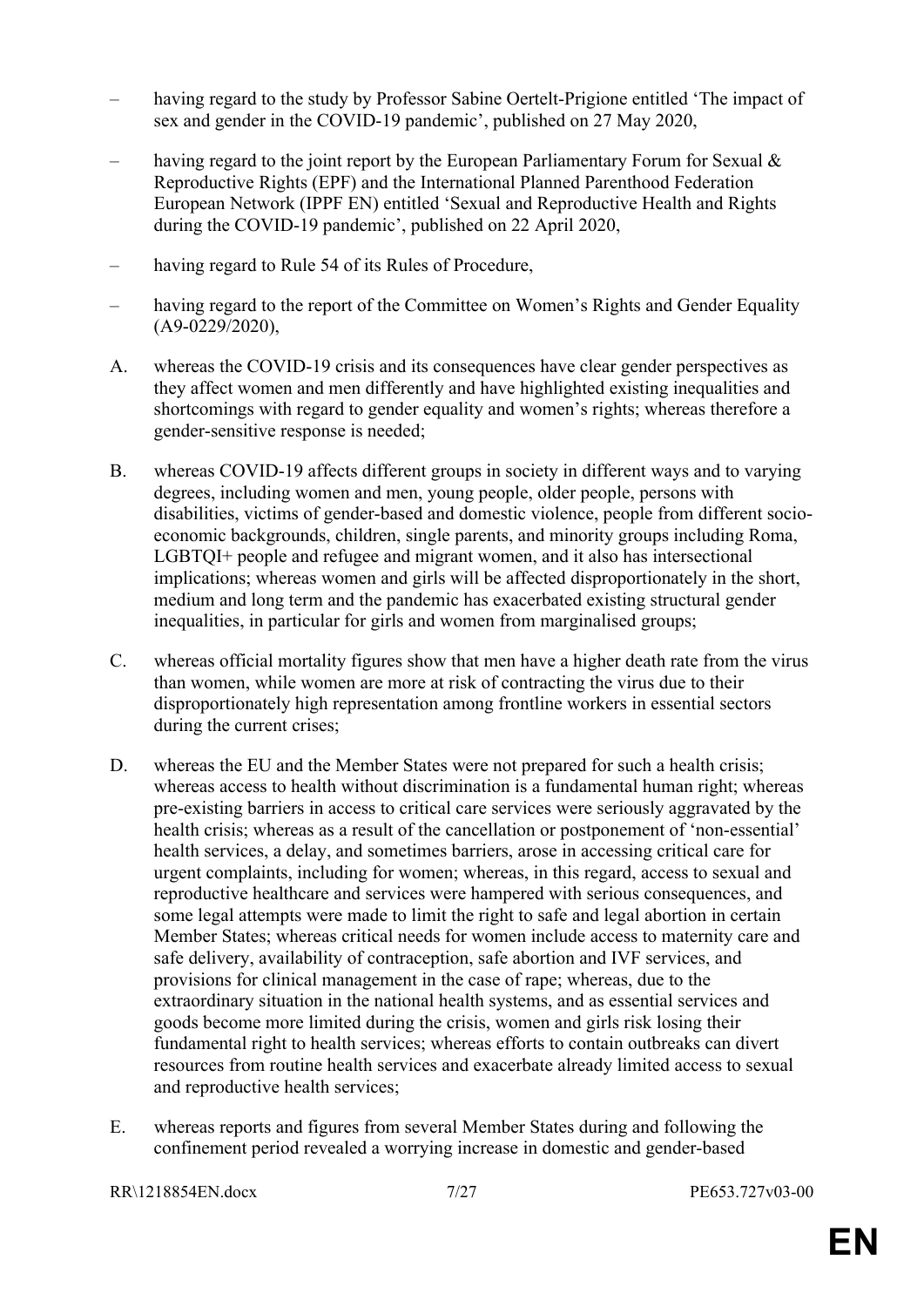– having regard to the study by Professor Sabine Oertelt-Prigione entitled ‘The impact of sex and gender in the COVID-19 pandemic’, published on 27 May 2020,

– having regard to the joint report by the European Parliamentary Forum for Sexual & Reproductive Rights (EPF) and the International Planned Parenthood Federation European Network (IPPF EN) entitled ‘Sexual and Reproductive Health and Rights during the COVID-19 pandemic’, published on 22 April 2020,

– having regard to Rule 54 of its Rules of Procedure,

– having regard to the report of the Committee on Women’s Rights and Gender Equality (A9-0229/2020),

A. whereas the COVID-19 crisis and its consequences have clear gender perspectives as they affect women and men differently and have highlighted existing inequalities and shortcomings with regard to gender equality and women’s rights; whereas therefore a gender-sensitive response is needed;

B. whereas COVID-19 affects different groups in society in different ways and to varying degrees, including women and men, young people, older people, persons with disabilities, victims of gender-based and domestic violence, people from different socio-economic backgrounds, children, single parents, and minority groups including Roma, LGBTQI+ people and refugee and migrant women, and it also has intersectional implications; whereas women and girls will be affected disproportionately in the short, medium and long term and the pandemic has exacerbated existing structural gender inequalities, in particular for girls and women from marginalised groups;

C. whereas official mortality figures show that men have a higher death rate from the virus than women, while women are more at risk of contracting the virus due to their disproportionately high representation among frontline workers in essential sectors during the current crises;

D. whereas the EU and the Member States were not prepared for such a health crisis; whereas access to health without discrimination is a fundamental human right; whereas pre-existing barriers in access to critical care services were seriously aggravated by the health crisis; whereas as a result of the cancellation or postponement of ‘non-essential’ health services, a delay, and sometimes barriers, arose in accessing critical care for urgent complaints, including for women; whereas, in this regard, access to sexual and reproductive healthcare and services were hampered with serious consequences, and some legal attempts were made to limit the right to safe and legal abortion in certain Member States; whereas critical needs for women include access to maternity care and safe delivery, availability of contraception, safe abortion and IVF services, and provisions for clinical management in the case of rape; whereas, due to the extraordinary situation in the national health systems, and as essential services and goods become more limited during the crisis, women and girls risk losing their fundamental right to health services; whereas efforts to contain outbreaks can divert resources from routine health services and exacerbate already limited access to sexual and reproductive health services;

E. whereas reports and figures from several Member States during and following the confinement period revealed a worrying increase in domestic and gender-based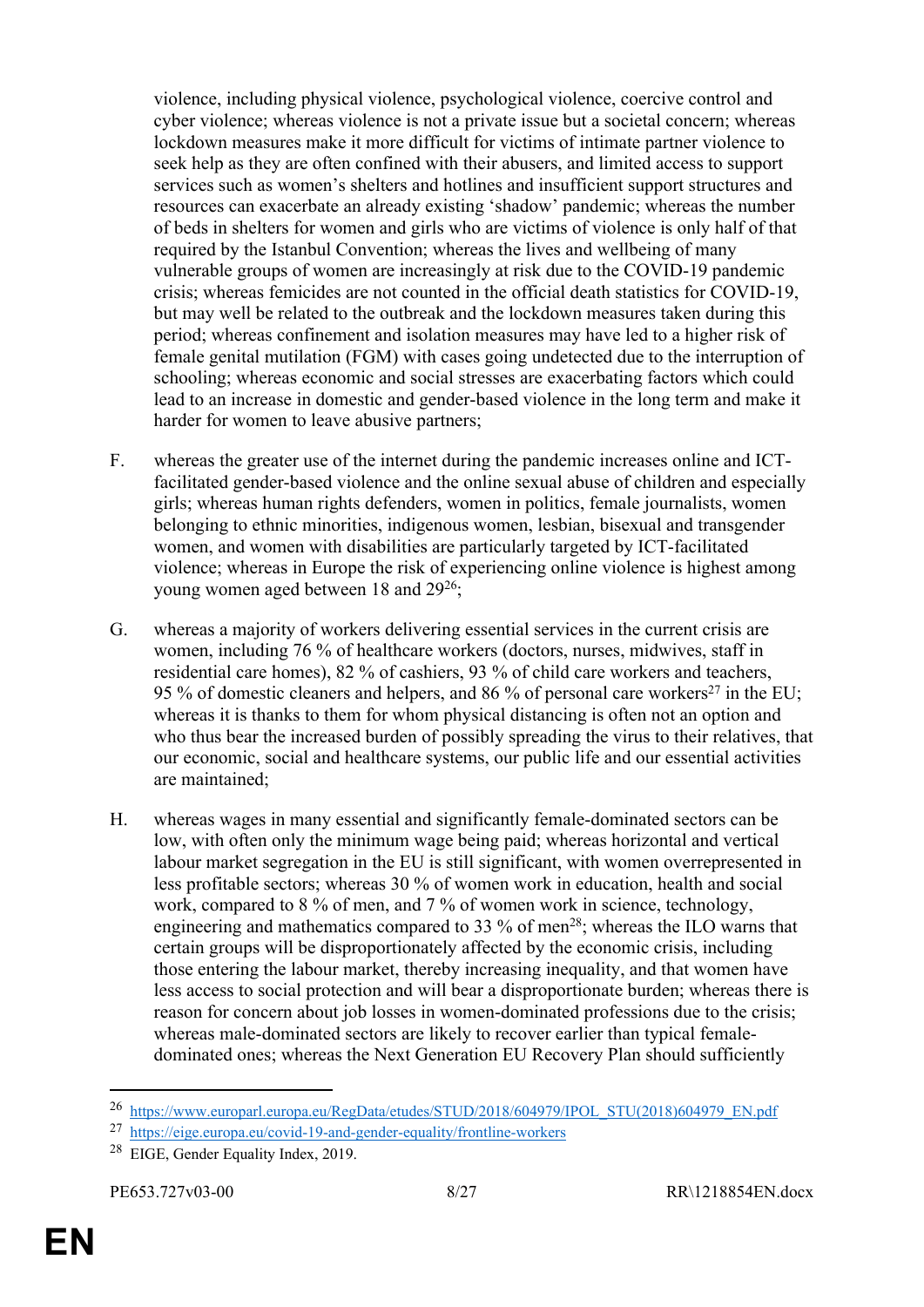violence, including physical violence, psychological violence, coercive control and cyber violence; whereas violence is not a private issue but a societal concern; whereas lockdown measures make it more difficult for victims of intimate partner violence to seek help as they are often confined with their abusers, and limited access to support services such as women's shelters and hotlines and insufficient support structures and resources can exacerbate an already existing 'shadow' pandemic; whereas the number of beds in shelters for women and girls who are victims of violence is only half of that required by the Istanbul Convention; whereas the lives and wellbeing of many vulnerable groups of women are increasingly at risk due to the COVID-19 pandemic crisis; whereas femicides are not counted in the official death statistics for COVID-19, but may well be related to the outbreak and the lockdown measures taken during this period; whereas confinement and isolation measures may have led to a higher risk of female genital mutilation (FGM) with cases going undetected due to the interruption of schooling; whereas economic and social stresses are exacerbating factors which could lead to an increase in domestic and gender-based violence in the long term and make it harder for women to leave abusive partners;

F. whereas the greater use of the internet during the pandemic increases online and ICT-facilitated gender-based violence and the online sexual abuse of children and especially girls; whereas human rights defenders, women in politics, female journalists, women belonging to ethnic minorities, indigenous women, lesbian, bisexual and transgender women, and women with disabilities are particularly targeted by ICT-facilitated violence; whereas in Europe the risk of experiencing online violence is highest among young women aged between 18 and 29[26];

G. whereas a majority of workers delivering essential services in the current crisis are women, including 76 % of healthcare workers (doctors, nurses, midwives, staff in residential care homes), 82 % of cashiers, 93 % of child care workers and teachers, 95 % of domestic cleaners and helpers, and 86 % of personal care workers[27] in the EU; whereas it is thanks to them for whom physical distancing is often not an option and who thus bear the increased burden of possibly spreading the virus to their relatives, that our economic, social and healthcare systems, our public life and our essential activities are maintained;

H. whereas wages in many essential and significantly female-dominated sectors can be low, with often only the minimum wage being paid; whereas horizontal and vertical labour market segregation in the EU is still significant, with women overrepresented in less profitable sectors; whereas 30 % of women work in education, health and social work, compared to 8 % of men, and 7 % of women work in science, technology, engineering and mathematics compared to 33 % of men[28]; whereas the ILO warns that certain groups will be disproportionately affected by the economic crisis, including those entering the labour market, thereby increasing inequality, and that women have less access to social protection and will bear a disproportionate burden; whereas there is reason for concern about job losses in women-dominated professions due to the crisis; whereas male-dominated sectors are likely to recover earlier than typical female-dominated ones; whereas the Next Generation EU Recovery Plan should sufficiently

---

[26] https://www.europarl.europa.eu/RegData/etudes/STUD/2018/604979/IPOL_STU(2018)604979_EN.pdf

[27] https://eige.europa.eu/covid-19-and-gender-equality/frontline-workers

[28] EIGE, Gender Equality Index, 2019.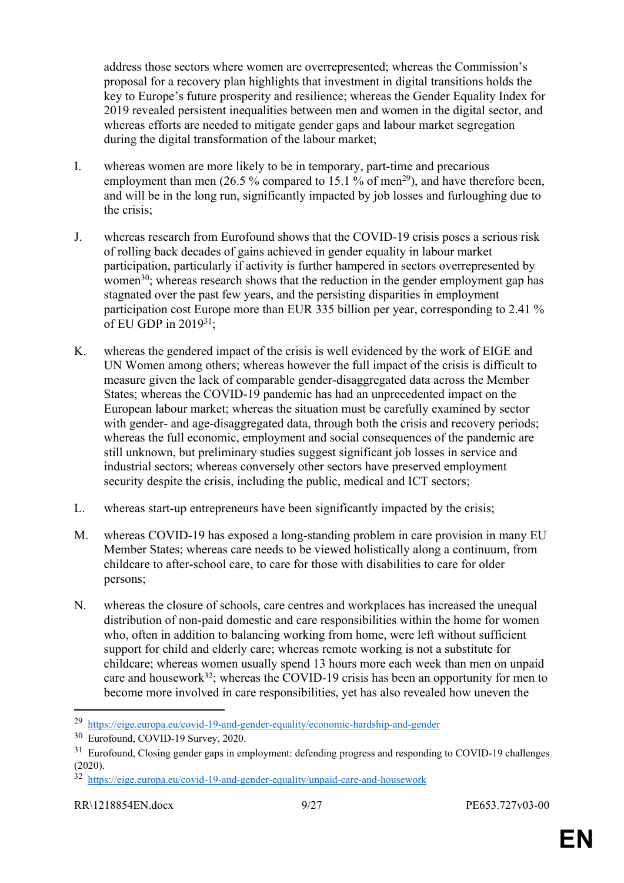address those sectors where women are overrepresented; whereas the Commission's proposal for a recovery plan highlights that investment in digital transitions holds the key to Europe's future prosperity and resilience; whereas the Gender Equality Index for 2019 revealed persistent inequalities between men and women in the digital sector, and whereas efforts are needed to mitigate gender gaps and labour market segregation during the digital transformation of the labour market;

I. whereas women are more likely to be in temporary, part-time and precarious employment than men (26.5 % compared to 15.1 % of men[29]), and have therefore been, and will be in the long run, significantly impacted by job losses and furloughing due to the crisis;

J. whereas research from Eurofound shows that the COVID-19 crisis poses a serious risk of rolling back decades of gains achieved in gender equality in labour market participation, particularly if activity is further hampered in sectors overrepresented by women[30]; whereas research shows that the reduction in the gender employment gap has stagnated over the past few years, and the persisting disparities in employment participation cost Europe more than EUR 335 billion per year, corresponding to 2.41 % of EU GDP in 2019[31];

K. whereas the gendered impact of the crisis is well evidenced by the work of EIGE and UN Women among others; whereas however the full impact of the crisis is difficult to measure given the lack of comparable gender-disaggregated data across the Member States; whereas the COVID-19 pandemic has had an unprecedented impact on the European labour market; whereas the situation must be carefully examined by sector with gender- and age-disaggregated data, through both the crisis and recovery periods; whereas the full economic, employment and social consequences of the pandemic are still unknown, but preliminary studies suggest significant job losses in service and industrial sectors; whereas conversely other sectors have preserved employment security despite the crisis, including the public, medical and ICT sectors;

L. whereas start-up entrepreneurs have been significantly impacted by the crisis;

M. whereas COVID-19 has exposed a long-standing problem in care provision in many EU Member States; whereas care needs to be viewed holistically along a continuum, from childcare to after-school care, to care for those with disabilities to care for older persons;

N. whereas the closure of schools, care centres and workplaces has increased the unequal distribution of non-paid domestic and care responsibilities within the home for women who, often in addition to balancing working from home, were left without sufficient support for child and elderly care; whereas remote working is not a substitute for childcare; whereas women usually spend 13 hours more each week than men on unpaid care and housework[32]; whereas the COVID-19 crisis has been an opportunity for men to become more involved in care responsibilities, yet has also revealed how uneven the

---

[29] https://eige.europa.eu/covid-19-and-gender-equality/economic-hardship-and-gender

[30] Eurofound, COVID-19 Survey, 2020.

[31] Eurofound, Closing gender gaps in employment: defending progress and responding to COVID-19 challenges (2020).

[32] https://eige.europa.eu/covid-19-and-gender-equality/unpaid-care-and-housework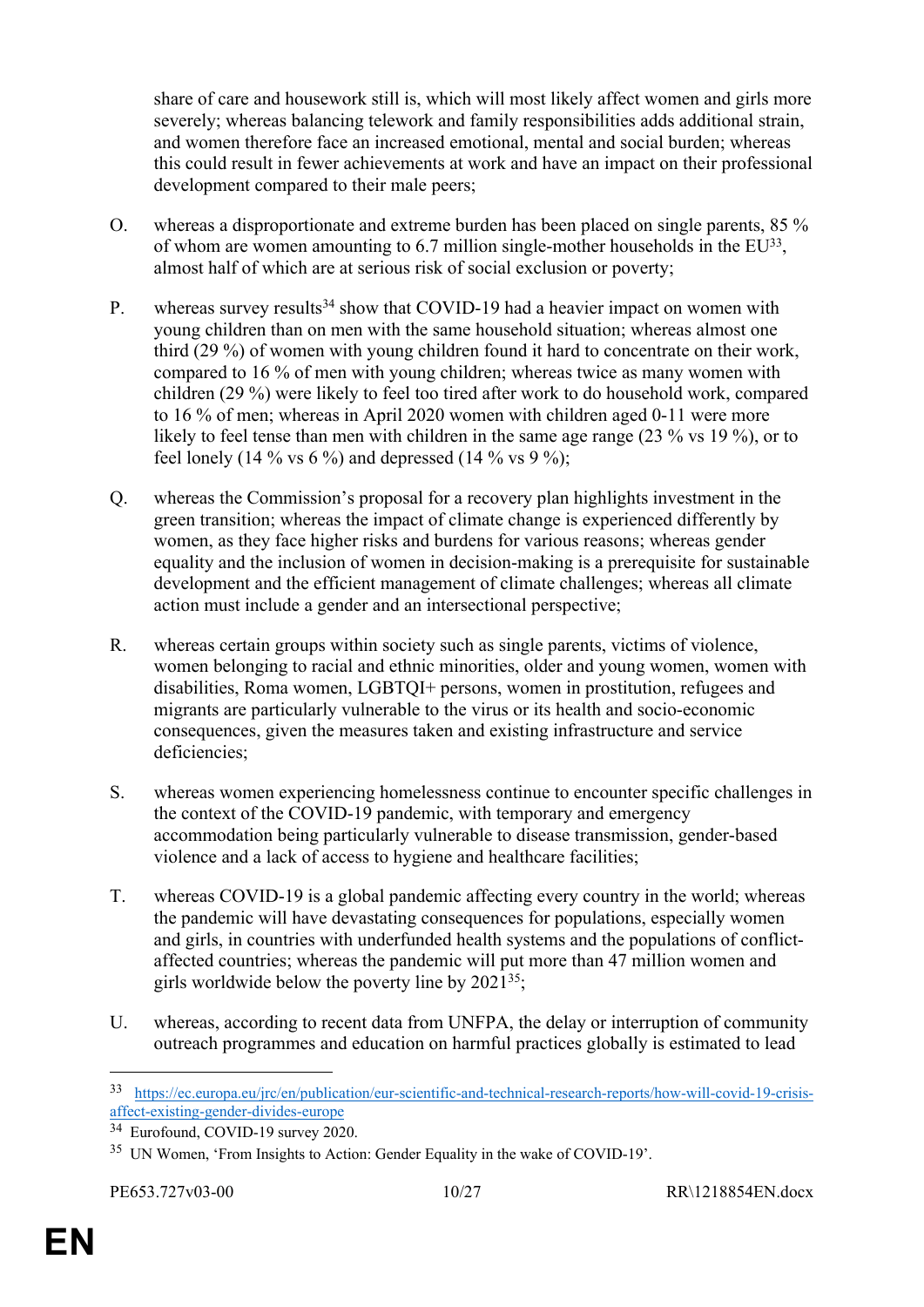share of care and housework still is, which will most likely affect women and girls more severely; whereas balancing telework and family responsibilities adds additional strain, and women therefore face an increased emotional, mental and social burden; whereas this could result in fewer achievements at work and have an impact on their professional development compared to their male peers;

O. whereas a disproportionate and extreme burden has been placed on single parents, 85 % of whom are women amounting to 6.7 million single-mother households in the EU[33], almost half of which are at serious risk of social exclusion or poverty;

P. whereas survey results[34] show that COVID-19 had a heavier impact on women with young children than on men with the same household situation; whereas almost one third (29 %) of women with young children found it hard to concentrate on their work, compared to 16 % of men with young children; whereas twice as many women with children (29 %) were likely to feel too tired after work to do household work, compared to 16 % of men; whereas in April 2020 women with children aged 0-11 were more likely to feel tense than men with children in the same age range (23 % vs 19 %), or to feel lonely (14 % vs 6 %) and depressed (14 % vs 9 %);

Q. whereas the Commission's proposal for a recovery plan highlights investment in the green transition; whereas the impact of climate change is experienced differently by women, as they face higher risks and burdens for various reasons; whereas gender equality and the inclusion of women in decision-making is a prerequisite for sustainable development and the efficient management of climate challenges; whereas all climate action must include a gender and an intersectional perspective;

R. whereas certain groups within society such as single parents, victims of violence, women belonging to racial and ethnic minorities, older and young women, women with disabilities, Roma women, LGBTQI+ persons, women in prostitution, refugees and migrants are particularly vulnerable to the virus or its health and socio-economic consequences, given the measures taken and existing infrastructure and service deficiencies;

S. whereas women experiencing homelessness continue to encounter specific challenges in the context of the COVID-19 pandemic, with temporary and emergency accommodation being particularly vulnerable to disease transmission, gender-based violence and a lack of access to hygiene and healthcare facilities;

T. whereas COVID-19 is a global pandemic affecting every country in the world; whereas the pandemic will have devastating consequences for populations, especially women and girls, in countries with underfunded health systems and the populations of conflict-affected countries; whereas the pandemic will put more than 47 million women and girls worldwide below the poverty line by 2021[35];

U. whereas, according to recent data from UNFPA, the delay or interruption of community outreach programmes and education on harmful practices globally is estimated to lead

---

[33] https://ec.europa.eu/jrc/en/publication/eur-scientific-and-technical-research-reports/how-will-covid-19-crisis-affect-existing-gender-divides-europe

[34] Eurofound, COVID-19 survey 2020.

[35] UN Women, 'From Insights to Action: Gender Equality in the wake of COVID-19'.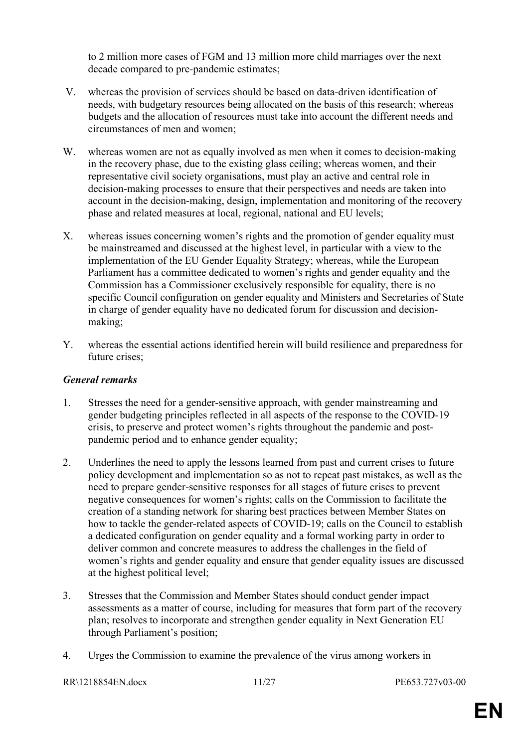to 2 million more cases of FGM and 13 million more child marriages over the next decade compared to pre-pandemic estimates;

V. whereas the provision of services should be based on data-driven identification of needs, with budgetary resources being allocated on the basis of this research; whereas budgets and the allocation of resources must take into account the different needs and circumstances of men and women;

W. whereas women are not as equally involved as men when it comes to decision-making in the recovery phase, due to the existing glass ceiling; whereas women, and their representative civil society organisations, must play an active and central role in decision-making processes to ensure that their perspectives and needs are taken into account in the decision-making, design, implementation and monitoring of the recovery phase and related measures at local, regional, national and EU levels;

X. whereas issues concerning women's rights and the promotion of gender equality must be mainstreamed and discussed at the highest level, in particular with a view to the implementation of the EU Gender Equality Strategy; whereas, while the European Parliament has a committee dedicated to women's rights and gender equality and the Commission has a Commissioner exclusively responsible for equality, there is no specific Council configuration on gender equality and Ministers and Secretaries of State in charge of gender equality have no dedicated forum for discussion and decision-making;

Y. whereas the essential actions identified herein will build resilience and preparedness for future crises;

***General remarks***

1. Stresses the need for a gender-sensitive approach, with gender mainstreaming and gender budgeting principles reflected in all aspects of the response to the COVID-19 crisis, to preserve and protect women's rights throughout the pandemic and post-pandemic period and to enhance gender equality;

2. Underlines the need to apply the lessons learned from past and current crises to future policy development and implementation so as not to repeat past mistakes, as well as the need to prepare gender-sensitive responses for all stages of future crises to prevent negative consequences for women's rights; calls on the Commission to facilitate the creation of a standing network for sharing best practices between Member States on how to tackle the gender-related aspects of COVID-19; calls on the Council to establish a dedicated configuration on gender equality and a formal working party in order to deliver common and concrete measures to address the challenges in the field of women's rights and gender equality and ensure that gender equality issues are discussed at the highest political level;

3. Stresses that the Commission and Member States should conduct gender impact assessments as a matter of course, including for measures that form part of the recovery plan; resolves to incorporate and strengthen gender equality in Next Generation EU through Parliament's position;

4. Urges the Commission to examine the prevalence of the virus among workers in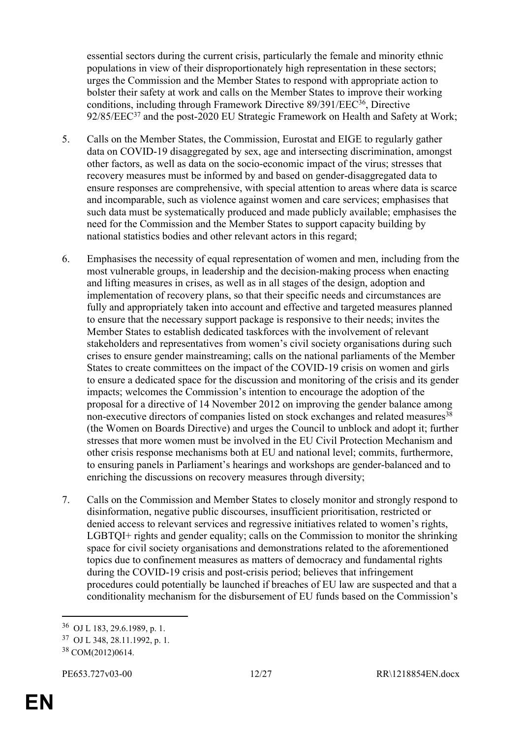essential sectors during the current crisis, particularly the female and minority ethnic populations in view of their disproportionately high representation in these sectors; urges the Commission and the Member States to respond with appropriate action to bolster their safety at work and calls on the Member States to improve their working conditions, including through Framework Directive 89/391/EEC[36], Directive 92/85/EEC[37] and the post-2020 EU Strategic Framework on Health and Safety at Work;

5. Calls on the Member States, the Commission, Eurostat and EIGE to regularly gather data on COVID-19 disaggregated by sex, age and intersecting discrimination, amongst other factors, as well as data on the socio-economic impact of the virus; stresses that recovery measures must be informed by and based on gender-disaggregated data to ensure responses are comprehensive, with special attention to areas where data is scarce and incomparable, such as violence against women and care services; emphasises that such data must be systematically produced and made publicly available; emphasises the need for the Commission and the Member States to support capacity building by national statistics bodies and other relevant actors in this regard;

6. Emphasises the necessity of equal representation of women and men, including from the most vulnerable groups, in leadership and the decision-making process when enacting and lifting measures in crises, as well as in all stages of the design, adoption and implementation of recovery plans, so that their specific needs and circumstances are fully and appropriately taken into account and effective and targeted measures planned to ensure that the necessary support package is responsive to their needs; invites the Member States to establish dedicated taskforces with the involvement of relevant stakeholders and representatives from women's civil society organisations during such crises to ensure gender mainstreaming; calls on the national parliaments of the Member States to create committees on the impact of the COVID-19 crisis on women and girls to ensure a dedicated space for the discussion and monitoring of the crisis and its gender impacts; welcomes the Commission's intention to encourage the adoption of the proposal for a directive of 14 November 2012 on improving the gender balance among non-executive directors of companies listed on stock exchanges and related measures[38] (the Women on Boards Directive) and urges the Council to unblock and adopt it; further stresses that more women must be involved in the EU Civil Protection Mechanism and other crisis response mechanisms both at EU and national level; commits, furthermore, to ensuring panels in Parliament's hearings and workshops are gender-balanced and to enriching the discussions on recovery measures through diversity;

7. Calls on the Commission and Member States to closely monitor and strongly respond to disinformation, negative public discourses, insufficient prioritisation, restricted or denied access to relevant services and regressive initiatives related to women's rights, LGBTQI+ rights and gender equality; calls on the Commission to monitor the shrinking space for civil society organisations and demonstrations related to the aforementioned topics due to confinement measures as matters of democracy and fundamental rights during the COVID-19 crisis and post-crisis period; believes that infringement procedures could potentially be launched if breaches of EU law are suspected and that a conditionality mechanism for the disbursement of EU funds based on the Commission's

---

[36] OJ L 183, 29.6.1989, p. 1.

[37] OJ L 348, 28.11.1992, p. 1.

[38] COM(2012)0614.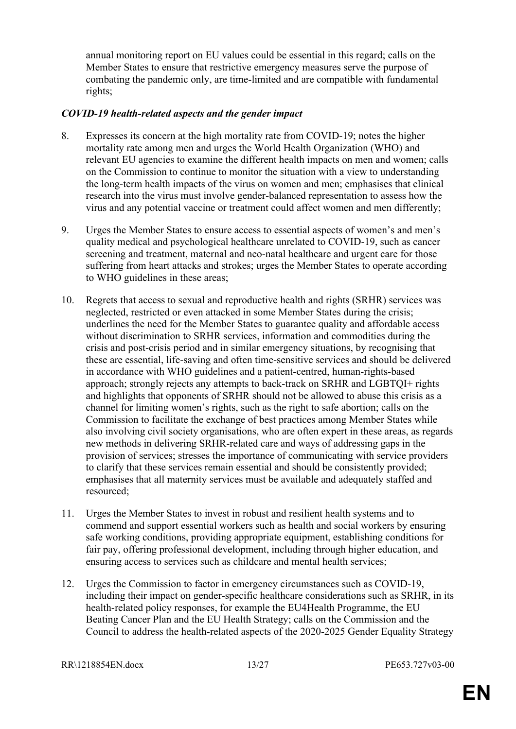annual monitoring report on EU values could be essential in this regard; calls on the Member States to ensure that restrictive emergency measures serve the purpose of combating the pandemic only, are time-limited and are compatible with fundamental rights;

***COVID-19 health-related aspects and the gender impact***

8. Expresses its concern at the high mortality rate from COVID-19; notes the higher mortality rate among men and urges the World Health Organization (WHO) and relevant EU agencies to examine the different health impacts on men and women; calls on the Commission to continue to monitor the situation with a view to understanding the long-term health impacts of the virus on women and men; emphasises that clinical research into the virus must involve gender-balanced representation to assess how the virus and any potential vaccine or treatment could affect women and men differently;

9. Urges the Member States to ensure access to essential aspects of women's and men's quality medical and psychological healthcare unrelated to COVID-19, such as cancer screening and treatment, maternal and neo-natal healthcare and urgent care for those suffering from heart attacks and strokes; urges the Member States to operate according to WHO guidelines in these areas;

10. Regrets that access to sexual and reproductive health and rights (SRHR) services was neglected, restricted or even attacked in some Member States during the crisis; underlines the need for the Member States to guarantee quality and affordable access without discrimination to SRHR services, information and commodities during the crisis and post-crisis period and in similar emergency situations, by recognising that these are essential, life-saving and often time-sensitive services and should be delivered in accordance with WHO guidelines and a patient-centred, human-rights-based approach; strongly rejects any attempts to back-track on SRHR and LGBTQI+ rights and highlights that opponents of SRHR should not be allowed to abuse this crisis as a channel for limiting women's rights, such as the right to safe abortion; calls on the Commission to facilitate the exchange of best practices among Member States while also involving civil society organisations, who are often expert in these areas, as regards new methods in delivering SRHR-related care and ways of addressing gaps in the provision of services; stresses the importance of communicating with service providers to clarify that these services remain essential and should be consistently provided; emphasises that all maternity services must be available and adequately staffed and resourced;

11. Urges the Member States to invest in robust and resilient health systems and to commend and support essential workers such as health and social workers by ensuring safe working conditions, providing appropriate equipment, establishing conditions for fair pay, offering professional development, including through higher education, and ensuring access to services such as childcare and mental health services;

12. Urges the Commission to factor in emergency circumstances such as COVID-19, including their impact on gender-specific healthcare considerations such as SRHR, in its health-related policy responses, for example the EU4Health Programme, the EU Beating Cancer Plan and the EU Health Strategy; calls on the Commission and the Council to address the health-related aspects of the 2020-2025 Gender Equality Strategy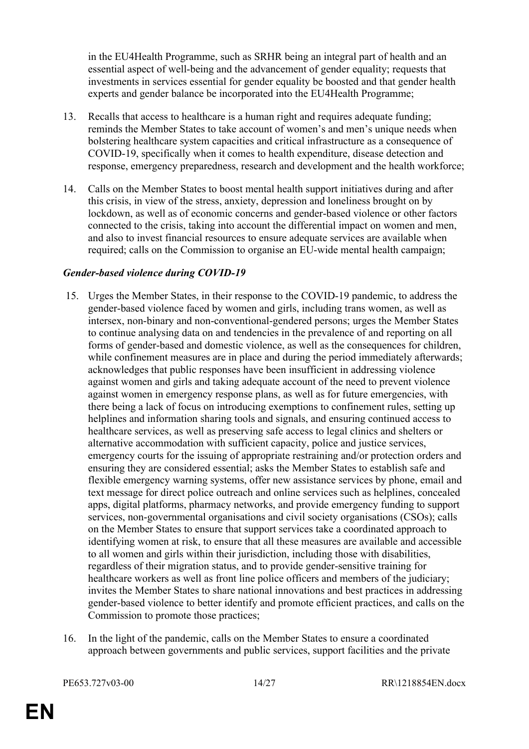in the EU4Health Programme, such as SRHR being an integral part of health and an essential aspect of well-being and the advancement of gender equality; requests that investments in services essential for gender equality be boosted and that gender health experts and gender balance be incorporated into the EU4Health Programme;

13. Recalls that access to healthcare is a human right and requires adequate funding; reminds the Member States to take account of women's and men's unique needs when bolstering healthcare system capacities and critical infrastructure as a consequence of COVID-19, specifically when it comes to health expenditure, disease detection and response, emergency preparedness, research and development and the health workforce;

14. Calls on the Member States to boost mental health support initiatives during and after this crisis, in view of the stress, anxiety, depression and loneliness brought on by lockdown, as well as of economic concerns and gender-based violence or other factors connected to the crisis, taking into account the differential impact on women and men, and also to invest financial resources to ensure adequate services are available when required; calls on the Commission to organise an EU-wide mental health campaign;

***Gender-based violence during COVID-19***

15. Urges the Member States, in their response to the COVID-19 pandemic, to address the gender-based violence faced by women and girls, including trans women, as well as intersex, non-binary and non-conventional-gendered persons; urges the Member States to continue analysing data on and tendencies in the prevalence of and reporting on all forms of gender-based and domestic violence, as well as the consequences for children, while confinement measures are in place and during the period immediately afterwards; acknowledges that public responses have been insufficient in addressing violence against women and girls and taking adequate account of the need to prevent violence against women in emergency response plans, as well as for future emergencies, with there being a lack of focus on introducing exemptions to confinement rules, setting up helplines and information sharing tools and signals, and ensuring continued access to healthcare services, as well as preserving safe access to legal clinics and shelters or alternative accommodation with sufficient capacity, police and justice services, emergency courts for the issuing of appropriate restraining and/or protection orders and ensuring they are considered essential; asks the Member States to establish safe and flexible emergency warning systems, offer new assistance services by phone, email and text message for direct police outreach and online services such as helplines, concealed apps, digital platforms, pharmacy networks, and provide emergency funding to support services, non-governmental organisations and civil society organisations (CSOs); calls on the Member States to ensure that support services take a coordinated approach to identifying women at risk, to ensure that all these measures are available and accessible to all women and girls within their jurisdiction, including those with disabilities, regardless of their migration status, and to provide gender-sensitive training for healthcare workers as well as front line police officers and members of the judiciary; invites the Member States to share national innovations and best practices in addressing gender-based violence to better identify and promote efficient practices, and calls on the Commission to promote those practices;

16. In the light of the pandemic, calls on the Member States to ensure a coordinated approach between governments and public services, support facilities and the private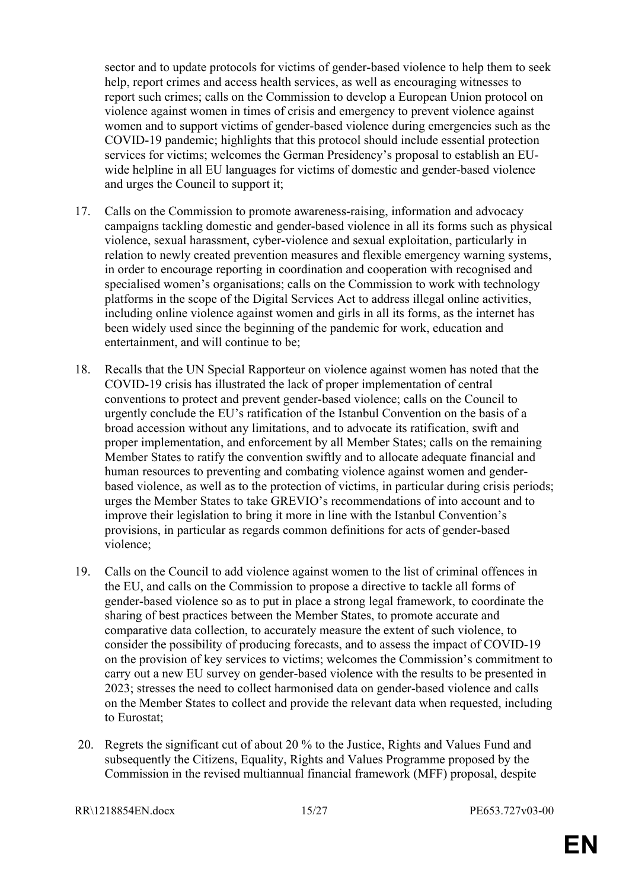sector and to update protocols for victims of gender-based violence to help them to seek help, report crimes and access health services, as well as encouraging witnesses to report such crimes; calls on the Commission to develop a European Union protocol on violence against women in times of crisis and emergency to prevent violence against women and to support victims of gender-based violence during emergencies such as the COVID-19 pandemic; highlights that this protocol should include essential protection services for victims; welcomes the German Presidency's proposal to establish an EU-wide helpline in all EU languages for victims of domestic and gender-based violence and urges the Council to support it;

17. Calls on the Commission to promote awareness-raising, information and advocacy campaigns tackling domestic and gender-based violence in all its forms such as physical violence, sexual harassment, cyber-violence and sexual exploitation, particularly in relation to newly created prevention measures and flexible emergency warning systems, in order to encourage reporting in coordination and cooperation with recognised and specialised women's organisations; calls on the Commission to work with technology platforms in the scope of the Digital Services Act to address illegal online activities, including online violence against women and girls in all its forms, as the internet has been widely used since the beginning of the pandemic for work, education and entertainment, and will continue to be;

18. Recalls that the UN Special Rapporteur on violence against women has noted that the COVID-19 crisis has illustrated the lack of proper implementation of central conventions to protect and prevent gender-based violence; calls on the Council to urgently conclude the EU's ratification of the Istanbul Convention on the basis of a broad accession without any limitations, and to advocate its ratification, swift and proper implementation, and enforcement by all Member States; calls on the remaining Member States to ratify the convention swiftly and to allocate adequate financial and human resources to preventing and combating violence against women and gender-based violence, as well as to the protection of victims, in particular during crisis periods; urges the Member States to take GREVIO's recommendations of into account and to improve their legislation to bring it more in line with the Istanbul Convention's provisions, in particular as regards common definitions for acts of gender-based violence;

19. Calls on the Council to add violence against women to the list of criminal offences in the EU, and calls on the Commission to propose a directive to tackle all forms of gender-based violence so as to put in place a strong legal framework, to coordinate the sharing of best practices between the Member States, to promote accurate and comparative data collection, to accurately measure the extent of such violence, to consider the possibility of producing forecasts, and to assess the impact of COVID-19 on the provision of key services to victims; welcomes the Commission's commitment to carry out a new EU survey on gender-based violence with the results to be presented in 2023; stresses the need to collect harmonised data on gender-based violence and calls on the Member States to collect and provide the relevant data when requested, including to Eurostat;

20. Regrets the significant cut of about 20 % to the Justice, Rights and Values Fund and subsequently the Citizens, Equality, Rights and Values Programme proposed by the Commission in the revised multiannual financial framework (MFF) proposal, despite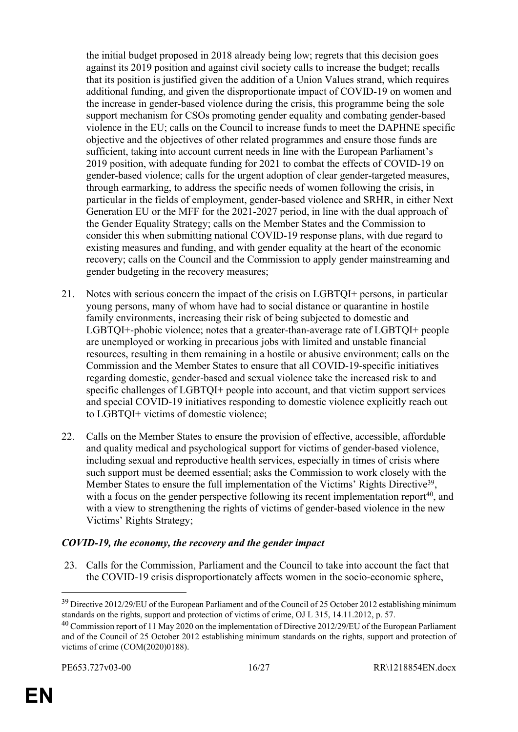the initial budget proposed in 2018 already being low; regrets that this decision goes against its 2019 position and against civil society calls to increase the budget; recalls that its position is justified given the addition of a Union Values strand, which requires additional funding, and given the disproportionate impact of COVID-19 on women and the increase in gender-based violence during the crisis, this programme being the sole support mechanism for CSOs promoting gender equality and combating gender-based violence in the EU; calls on the Council to increase funds to meet the DAPHNE specific objective and the objectives of other related programmes and ensure those funds are sufficient, taking into account current needs in line with the European Parliament's 2019 position, with adequate funding for 2021 to combat the effects of COVID-19 on gender-based violence; calls for the urgent adoption of clear gender-targeted measures, through earmarking, to address the specific needs of women following the crisis, in particular in the fields of employment, gender-based violence and SRHR, in either Next Generation EU or the MFF for the 2021-2027 period, in line with the dual approach of the Gender Equality Strategy; calls on the Member States and the Commission to consider this when submitting national COVID-19 response plans, with due regard to existing measures and funding, and with gender equality at the heart of the economic recovery; calls on the Council and the Commission to apply gender mainstreaming and gender budgeting in the recovery measures;

21. Notes with serious concern the impact of the crisis on LGBTQI+ persons, in particular young persons, many of whom have had to social distance or quarantine in hostile family environments, increasing their risk of being subjected to domestic and LGBTQI+-phobic violence; notes that a greater-than-average rate of LGBTQI+ people are unemployed or working in precarious jobs with limited and unstable financial resources, resulting in them remaining in a hostile or abusive environment; calls on the Commission and the Member States to ensure that all COVID-19-specific initiatives regarding domestic, gender-based and sexual violence take the increased risk to and specific challenges of LGBTQI+ people into account, and that victim support services and special COVID-19 initiatives responding to domestic violence explicitly reach out to LGBTQI+ victims of domestic violence;

22. Calls on the Member States to ensure the provision of effective, accessible, affordable and quality medical and psychological support for victims of gender-based violence, including sexual and reproductive health services, especially in times of crisis where such support must be deemed essential; asks the Commission to work closely with the Member States to ensure the full implementation of the Victims' Rights Directive[39], with a focus on the gender perspective following its recent implementation report[40], and with a view to strengthening the rights of victims of gender-based violence in the new Victims' Rights Strategy;

### *COVID-19, the economy, the recovery and the gender impact*

23. Calls for the Commission, Parliament and the Council to take into account the fact that the COVID-19 crisis disproportionately affects women in the socio-economic sphere,

---

[39] Directive 2012/29/EU of the European Parliament and of the Council of 25 October 2012 establishing minimum standards on the rights, support and protection of victims of crime, OJ L 315, 14.11.2012, p. 57.

[40] Commission report of 11 May 2020 on the implementation of Directive 2012/29/EU of the European Parliament and of the Council of 25 October 2012 establishing minimum standards on the rights, support and protection of victims of crime (COM(2020)0188).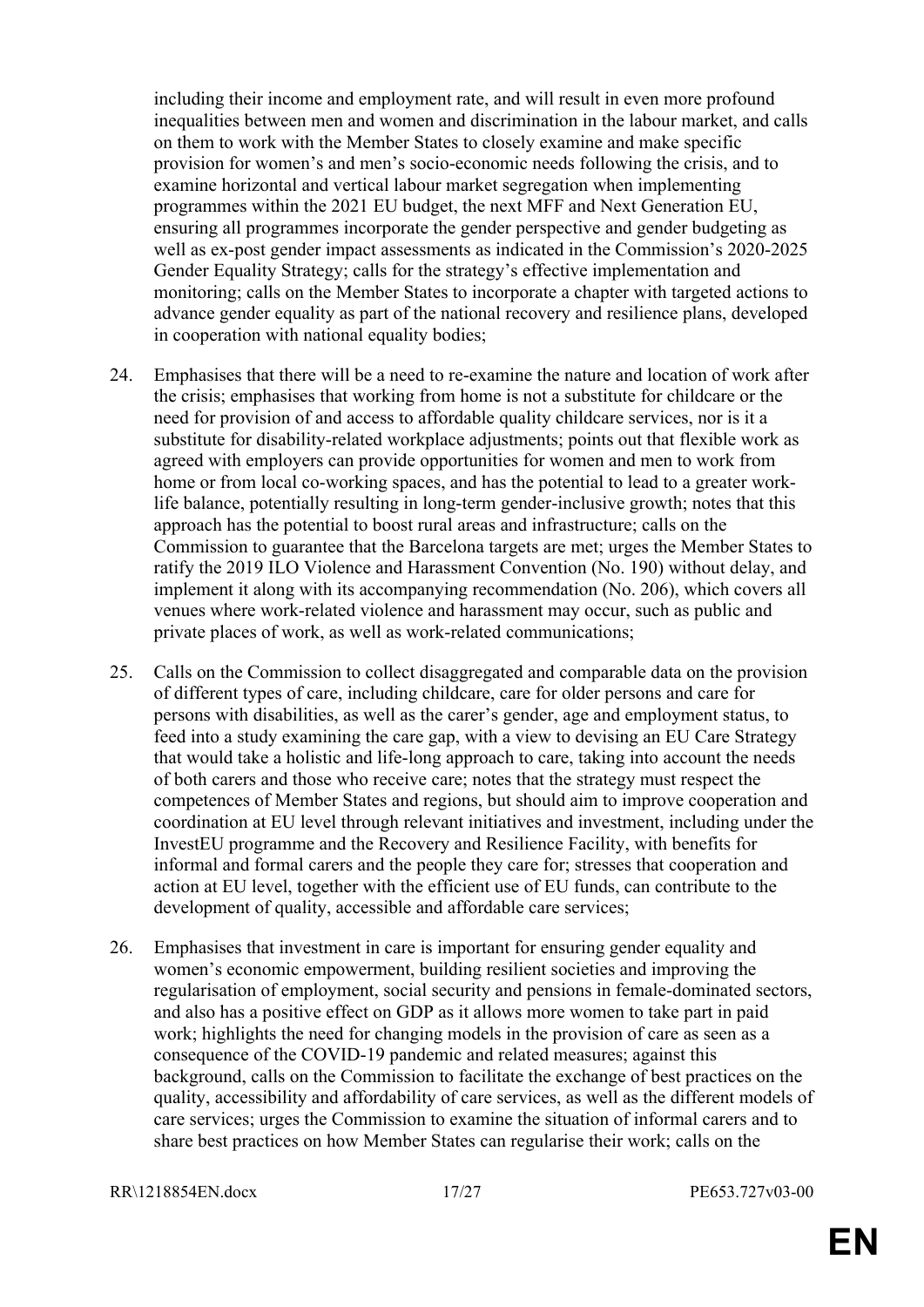including their income and employment rate, and will result in even more profound inequalities between men and women and discrimination in the labour market, and calls on them to work with the Member States to closely examine and make specific provision for women's and men's socio-economic needs following the crisis, and to examine horizontal and vertical labour market segregation when implementing programmes within the 2021 EU budget, the next MFF and Next Generation EU, ensuring all programmes incorporate the gender perspective and gender budgeting as well as ex-post gender impact assessments as indicated in the Commission's 2020-2025 Gender Equality Strategy; calls for the strategy's effective implementation and monitoring; calls on the Member States to incorporate a chapter with targeted actions to advance gender equality as part of the national recovery and resilience plans, developed in cooperation with national equality bodies;

24. Emphasises that there will be a need to re-examine the nature and location of work after the crisis; emphasises that working from home is not a substitute for childcare or the need for provision of and access to affordable quality childcare services, nor is it a substitute for disability-related workplace adjustments; points out that flexible work as agreed with employers can provide opportunities for women and men to work from home or from local co-working spaces, and has the potential to lead to a greater work-life balance, potentially resulting in long-term gender-inclusive growth; notes that this approach has the potential to boost rural areas and infrastructure; calls on the Commission to guarantee that the Barcelona targets are met; urges the Member States to ratify the 2019 ILO Violence and Harassment Convention (No. 190) without delay, and implement it along with its accompanying recommendation (No. 206), which covers all venues where work-related violence and harassment may occur, such as public and private places of work, as well as work-related communications;

25. Calls on the Commission to collect disaggregated and comparable data on the provision of different types of care, including childcare, care for older persons and care for persons with disabilities, as well as the carer's gender, age and employment status, to feed into a study examining the care gap, with a view to devising an EU Care Strategy that would take a holistic and life-long approach to care, taking into account the needs of both carers and those who receive care; notes that the strategy must respect the competences of Member States and regions, but should aim to improve cooperation and coordination at EU level through relevant initiatives and investment, including under the InvestEU programme and the Recovery and Resilience Facility, with benefits for informal and formal carers and the people they care for; stresses that cooperation and action at EU level, together with the efficient use of EU funds, can contribute to the development of quality, accessible and affordable care services;

26. Emphasises that investment in care is important for ensuring gender equality and women's economic empowerment, building resilient societies and improving the regularisation of employment, social security and pensions in female-dominated sectors, and also has a positive effect on GDP as it allows more women to take part in paid work; highlights the need for changing models in the provision of care as seen as a consequence of the COVID-19 pandemic and related measures; against this background, calls on the Commission to facilitate the exchange of best practices on the quality, accessibility and affordability of care services, as well as the different models of care services; urges the Commission to examine the situation of informal carers and to share best practices on how Member States can regularise their work; calls on the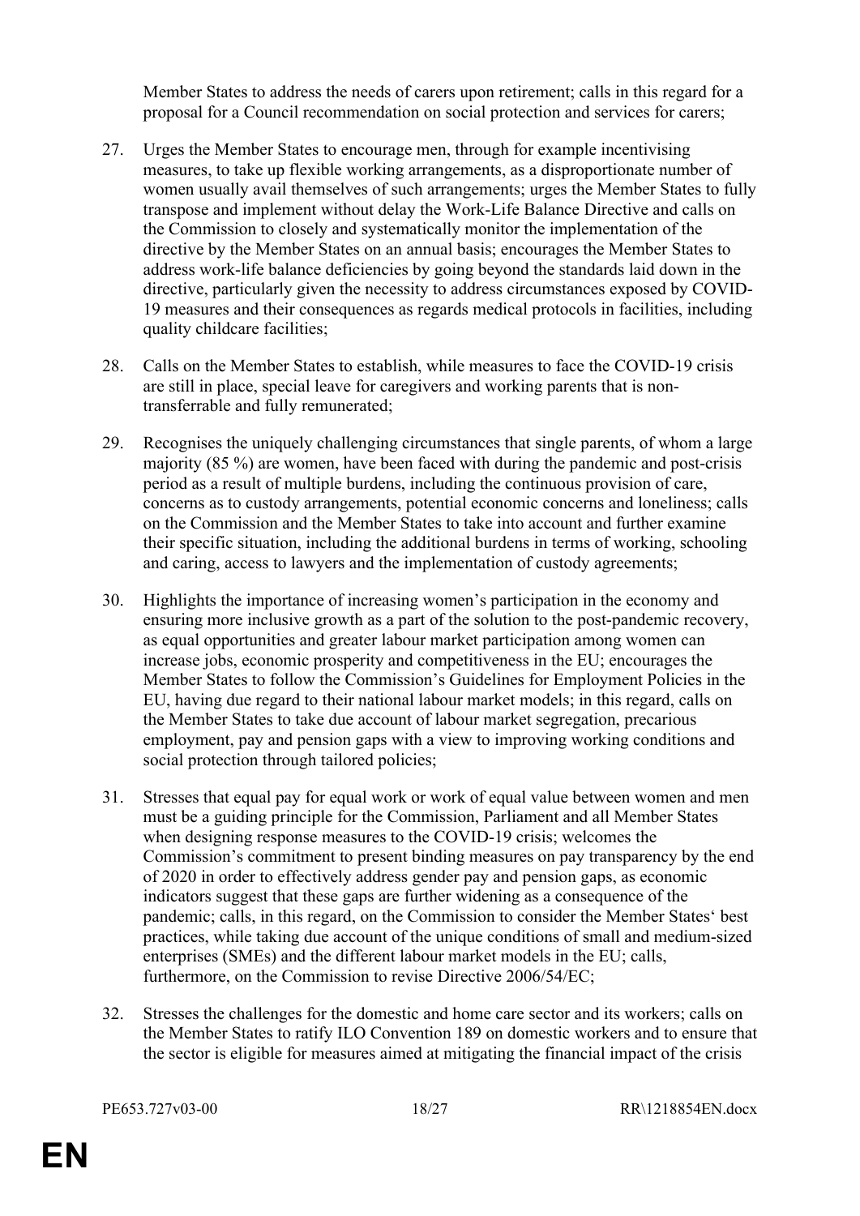Member States to address the needs of carers upon retirement; calls in this regard for a proposal for a Council recommendation on social protection and services for carers;

27. Urges the Member States to encourage men, through for example incentivising measures, to take up flexible working arrangements, as a disproportionate number of women usually avail themselves of such arrangements; urges the Member States to fully transpose and implement without delay the Work-Life Balance Directive and calls on the Commission to closely and systematically monitor the implementation of the directive by the Member States on an annual basis; encourages the Member States to address work-life balance deficiencies by going beyond the standards laid down in the directive, particularly given the necessity to address circumstances exposed by COVID-19 measures and their consequences as regards medical protocols in facilities, including quality childcare facilities;

28. Calls on the Member States to establish, while measures to face the COVID-19 crisis are still in place, special leave for caregivers and working parents that is non-transferrable and fully remunerated;

29. Recognises the uniquely challenging circumstances that single parents, of whom a large majority (85 %) are women, have been faced with during the pandemic and post-crisis period as a result of multiple burdens, including the continuous provision of care, concerns as to custody arrangements, potential economic concerns and loneliness; calls on the Commission and the Member States to take into account and further examine their specific situation, including the additional burdens in terms of working, schooling and caring, access to lawyers and the implementation of custody agreements;

30. Highlights the importance of increasing women's participation in the economy and ensuring more inclusive growth as a part of the solution to the post-pandemic recovery, as equal opportunities and greater labour market participation among women can increase jobs, economic prosperity and competitiveness in the EU; encourages the Member States to follow the Commission's Guidelines for Employment Policies in the EU, having due regard to their national labour market models; in this regard, calls on the Member States to take due account of labour market segregation, precarious employment, pay and pension gaps with a view to improving working conditions and social protection through tailored policies;

31. Stresses that equal pay for equal work or work of equal value between women and men must be a guiding principle for the Commission, Parliament and all Member States when designing response measures to the COVID-19 crisis; welcomes the Commission's commitment to present binding measures on pay transparency by the end of 2020 in order to effectively address gender pay and pension gaps, as economic indicators suggest that these gaps are further widening as a consequence of the pandemic; calls, in this regard, on the Commission to consider the Member States' best practices, while taking due account of the unique conditions of small and medium-sized enterprises (SMEs) and the different labour market models in the EU; calls, furthermore, on the Commission to revise Directive 2006/54/EC;

32. Stresses the challenges for the domestic and home care sector and its workers; calls on the Member States to ratify ILO Convention 189 on domestic workers and to ensure that the sector is eligible for measures aimed at mitigating the financial impact of the crisis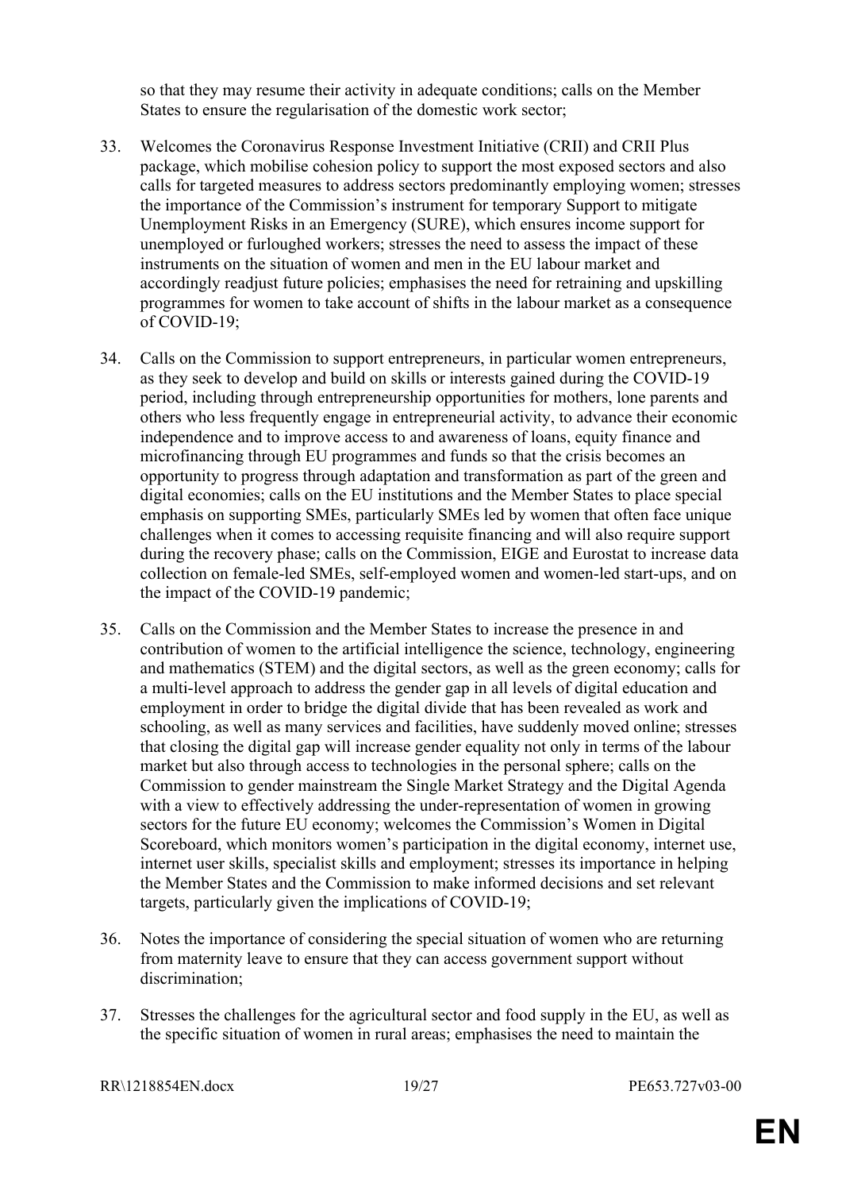so that they may resume their activity in adequate conditions; calls on the Member States to ensure the regularisation of the domestic work sector;

33. Welcomes the Coronavirus Response Investment Initiative (CRII) and CRII Plus package, which mobilise cohesion policy to support the most exposed sectors and also calls for targeted measures to address sectors predominantly employing women; stresses the importance of the Commission's instrument for temporary Support to mitigate Unemployment Risks in an Emergency (SURE), which ensures income support for unemployed or furloughed workers; stresses the need to assess the impact of these instruments on the situation of women and men in the EU labour market and accordingly readjust future policies; emphasises the need for retraining and upskilling programmes for women to take account of shifts in the labour market as a consequence of COVID-19;

34. Calls on the Commission to support entrepreneurs, in particular women entrepreneurs, as they seek to develop and build on skills or interests gained during the COVID-19 period, including through entrepreneurship opportunities for mothers, lone parents and others who less frequently engage in entrepreneurial activity, to advance their economic independence and to improve access to and awareness of loans, equity finance and microfinancing through EU programmes and funds so that the crisis becomes an opportunity to progress through adaptation and transformation as part of the green and digital economies; calls on the EU institutions and the Member States to place special emphasis on supporting SMEs, particularly SMEs led by women that often face unique challenges when it comes to accessing requisite financing and will also require support during the recovery phase; calls on the Commission, EIGE and Eurostat to increase data collection on female-led SMEs, self-employed women and women-led start-ups, and on the impact of the COVID-19 pandemic;

35. Calls on the Commission and the Member States to increase the presence in and contribution of women to the artificial intelligence the science, technology, engineering and mathematics (STEM) and the digital sectors, as well as the green economy; calls for a multi-level approach to address the gender gap in all levels of digital education and employment in order to bridge the digital divide that has been revealed as work and schooling, as well as many services and facilities, have suddenly moved online; stresses that closing the digital gap will increase gender equality not only in terms of the labour market but also through access to technologies in the personal sphere; calls on the Commission to gender mainstream the Single Market Strategy and the Digital Agenda with a view to effectively addressing the under-representation of women in growing sectors for the future EU economy; welcomes the Commission's Women in Digital Scoreboard, which monitors women's participation in the digital economy, internet use, internet user skills, specialist skills and employment; stresses its importance in helping the Member States and the Commission to make informed decisions and set relevant targets, particularly given the implications of COVID-19;

36. Notes the importance of considering the special situation of women who are returning from maternity leave to ensure that they can access government support without discrimination;

37. Stresses the challenges for the agricultural sector and food supply in the EU, as well as the specific situation of women in rural areas; emphasises the need to maintain the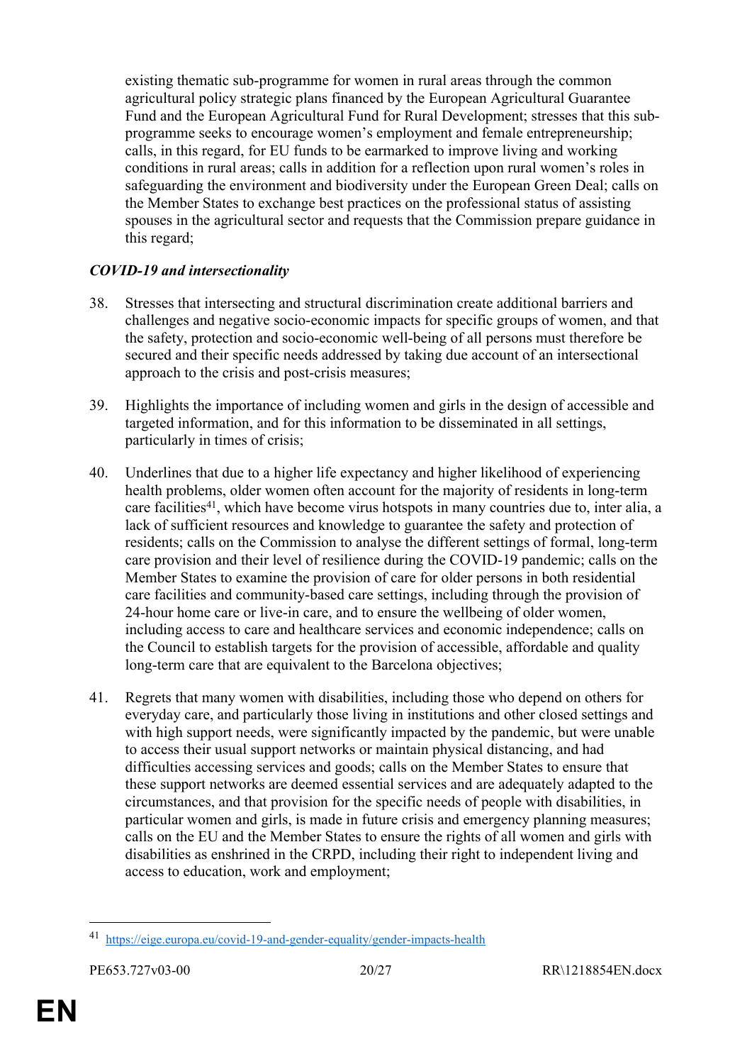existing thematic sub-programme for women in rural areas through the common agricultural policy strategic plans financed by the European Agricultural Guarantee Fund and the European Agricultural Fund for Rural Development; stresses that this sub-programme seeks to encourage women's employment and female entrepreneurship; calls, in this regard, for EU funds to be earmarked to improve living and working conditions in rural areas; calls in addition for a reflection upon rural women's roles in safeguarding the environment and biodiversity under the European Green Deal; calls on the Member States to exchange best practices on the professional status of assisting spouses in the agricultural sector and requests that the Commission prepare guidance in this regard;

***COVID-19 and intersectionality***

38. Stresses that intersecting and structural discrimination create additional barriers and challenges and negative socio-economic impacts for specific groups of women, and that the safety, protection and socio-economic well-being of all persons must therefore be secured and their specific needs addressed by taking due account of an intersectional approach to the crisis and post-crisis measures;

39. Highlights the importance of including women and girls in the design of accessible and targeted information, and for this information to be disseminated in all settings, particularly in times of crisis;

40. Underlines that due to a higher life expectancy and higher likelihood of experiencing health problems, older women often account for the majority of residents in long-term care facilities[41], which have become virus hotspots in many countries due to, inter alia, a lack of sufficient resources and knowledge to guarantee the safety and protection of residents; calls on the Commission to analyse the different settings of formal, long-term care provision and their level of resilience during the COVID-19 pandemic; calls on the Member States to examine the provision of care for older persons in both residential care facilities and community-based care settings, including through the provision of 24-hour home care or live-in care, and to ensure the wellbeing of older women, including access to care and healthcare services and economic independence; calls on the Council to establish targets for the provision of accessible, affordable and quality long-term care that are equivalent to the Barcelona objectives;

41. Regrets that many women with disabilities, including those who depend on others for everyday care, and particularly those living in institutions and other closed settings and with high support needs, were significantly impacted by the pandemic, but were unable to access their usual support networks or maintain physical distancing, and had difficulties accessing services and goods; calls on the Member States to ensure that these support networks are deemed essential services and are adequately adapted to the circumstances, and that provision for the specific needs of people with disabilities, in particular women and girls, is made in future crisis and emergency planning measures; calls on the EU and the Member States to ensure the rights of all women and girls with disabilities as enshrined in the CRPD, including their right to independent living and access to education, work and employment;

---

[41] https://eige.europa.eu/covid-19-and-gender-equality/gender-impacts-health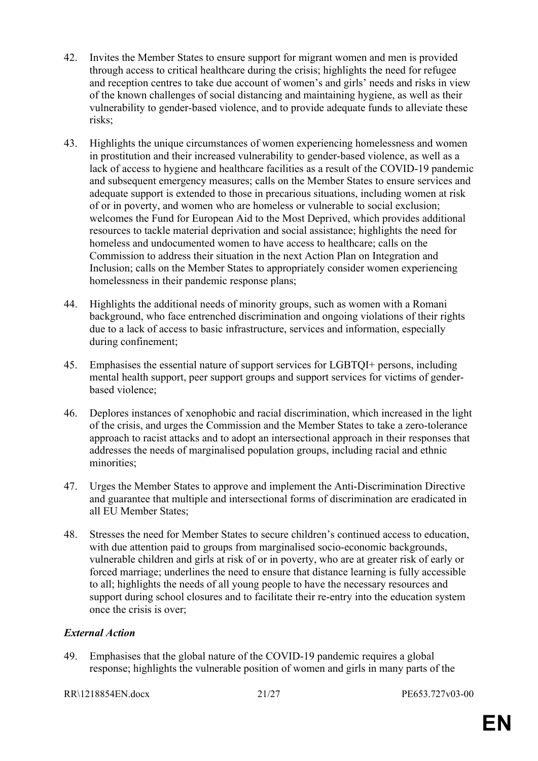42. Invites the Member States to ensure support for migrant women and men is provided through access to critical healthcare during the crisis; highlights the need for refugee and reception centres to take due account of women's and girls' needs and risks in view of the known challenges of social distancing and maintaining hygiene, as well as their vulnerability to gender-based violence, and to provide adequate funds to alleviate these risks;

43. Highlights the unique circumstances of women experiencing homelessness and women in prostitution and their increased vulnerability to gender-based violence, as well as a lack of access to hygiene and healthcare facilities as a result of the COVID-19 pandemic and subsequent emergency measures; calls on the Member States to ensure services and adequate support is extended to those in precarious situations, including women at risk of or in poverty, and women who are homeless or vulnerable to social exclusion; welcomes the Fund for European Aid to the Most Deprived, which provides additional resources to tackle material deprivation and social assistance; highlights the need for homeless and undocumented women to have access to healthcare; calls on the Commission to address their situation in the next Action Plan on Integration and Inclusion; calls on the Member States to appropriately consider women experiencing homelessness in their pandemic response plans;

44. Highlights the additional needs of minority groups, such as women with a Romani background, who face entrenched discrimination and ongoing violations of their rights due to a lack of access to basic infrastructure, services and information, especially during confinement;

45. Emphasises the essential nature of support services for LGBTQI+ persons, including mental health support, peer support groups and support services for victims of gender-based violence;

46. Deplores instances of xenophobic and racial discrimination, which increased in the light of the crisis, and urges the Commission and the Member States to take a zero-tolerance approach to racist attacks and to adopt an intersectional approach in their responses that addresses the needs of marginalised population groups, including racial and ethnic minorities;

47. Urges the Member States to approve and implement the Anti-Discrimination Directive and guarantee that multiple and intersectional forms of discrimination are eradicated in all EU Member States;

48. Stresses the need for Member States to secure children's continued access to education, with due attention paid to groups from marginalised socio-economic backgrounds, vulnerable children and girls at risk of or in poverty, who are at greater risk of early or forced marriage; underlines the need to ensure that distance learning is fully accessible to all; highlights the needs of all young people to have the necessary resources and support during school closures and to facilitate their re-entry into the education system once the crisis is over;

***External Action***

49. Emphasises that the global nature of the COVID-19 pandemic requires a global response; highlights the vulnerable position of women and girls in many parts of the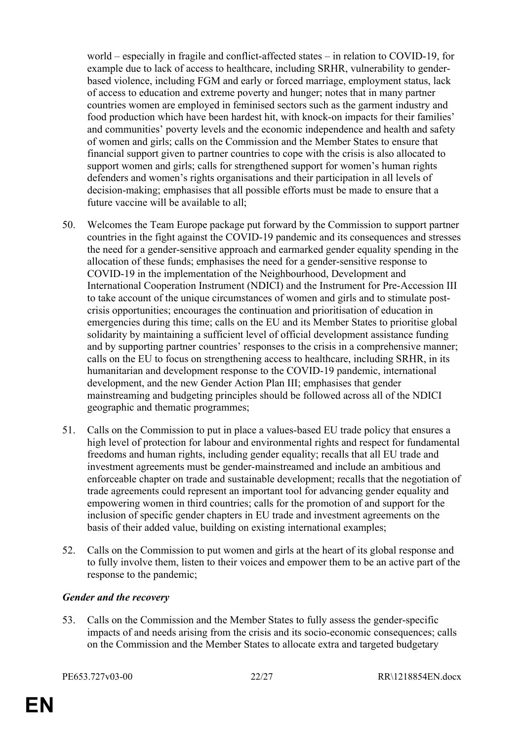world – especially in fragile and conflict-affected states – in relation to COVID-19, for example due to lack of access to healthcare, including SRHR, vulnerability to gender-based violence, including FGM and early or forced marriage, employment status, lack of access to education and extreme poverty and hunger; notes that in many partner countries women are employed in feminised sectors such as the garment industry and food production which have been hardest hit, with knock-on impacts for their families' and communities' poverty levels and the economic independence and health and safety of women and girls; calls on the Commission and the Member States to ensure that financial support given to partner countries to cope with the crisis is also allocated to support women and girls; calls for strengthened support for women's human rights defenders and women's rights organisations and their participation in all levels of decision-making; emphasises that all possible efforts must be made to ensure that a future vaccine will be available to all;

50. Welcomes the Team Europe package put forward by the Commission to support partner countries in the fight against the COVID-19 pandemic and its consequences and stresses the need for a gender-sensitive approach and earmarked gender equality spending in the allocation of these funds; emphasises the need for a gender-sensitive response to COVID-19 in the implementation of the Neighbourhood, Development and International Cooperation Instrument (NDICI) and the Instrument for Pre-Accession III to take account of the unique circumstances of women and girls and to stimulate post-crisis opportunities; encourages the continuation and prioritisation of education in emergencies during this time; calls on the EU and its Member States to prioritise global solidarity by maintaining a sufficient level of official development assistance funding and by supporting partner countries' responses to the crisis in a comprehensive manner; calls on the EU to focus on strengthening access to healthcare, including SRHR, in its humanitarian and development response to the COVID-19 pandemic, international development, and the new Gender Action Plan III; emphasises that gender mainstreaming and budgeting principles should be followed across all of the NDICI geographic and thematic programmes;

51. Calls on the Commission to put in place a values-based EU trade policy that ensures a high level of protection for labour and environmental rights and respect for fundamental freedoms and human rights, including gender equality; recalls that all EU trade and investment agreements must be gender-mainstreamed and include an ambitious and enforceable chapter on trade and sustainable development; recalls that the negotiation of trade agreements could represent an important tool for advancing gender equality and empowering women in third countries; calls for the promotion of and support for the inclusion of specific gender chapters in EU trade and investment agreements on the basis of their added value, building on existing international examples;

52. Calls on the Commission to put women and girls at the heart of its global response and to fully involve them, listen to their voices and empower them to be an active part of the response to the pandemic;

***Gender and the recovery***

53. Calls on the Commission and the Member States to fully assess the gender-specific impacts of and needs arising from the crisis and its socio-economic consequences; calls on the Commission and the Member States to allocate extra and targeted budgetary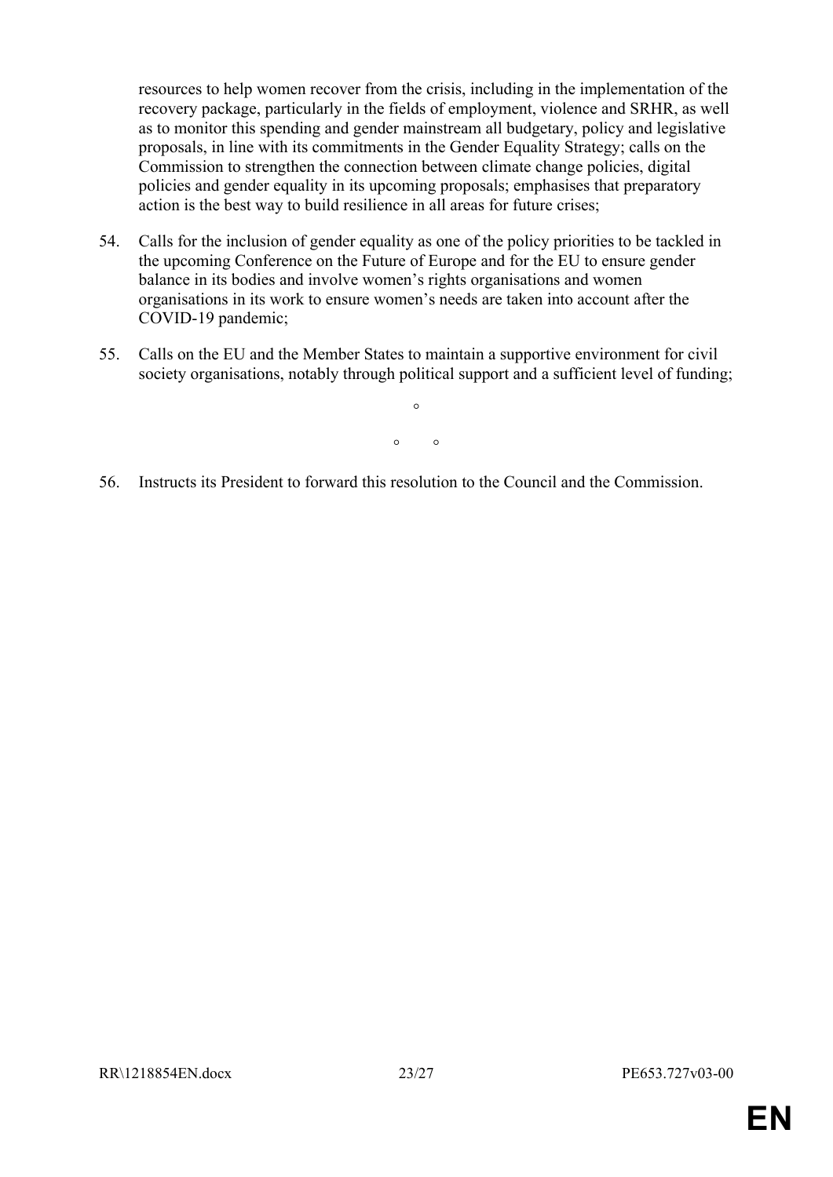resources to help women recover from the crisis, including in the implementation of the recovery package, particularly in the fields of employment, violence and SRHR, as well as to monitor this spending and gender mainstream all budgetary, policy and legislative proposals, in line with its commitments in the Gender Equality Strategy; calls on the Commission to strengthen the connection between climate change policies, digital policies and gender equality in its upcoming proposals; emphasises that preparatory action is the best way to build resilience in all areas for future crises;

54. Calls for the inclusion of gender equality as one of the policy priorities to be tackled in the upcoming Conference on the Future of Europe and for the EU to ensure gender balance in its bodies and involve women's rights organisations and women organisations in its work to ensure women's needs are taken into account after the COVID-19 pandemic;

55. Calls on the EU and the Member States to maintain a supportive environment for civil society organisations, notably through political support and a sufficient level of funding;

°

° °

56. Instructs its President to forward this resolution to the Council and the Commission.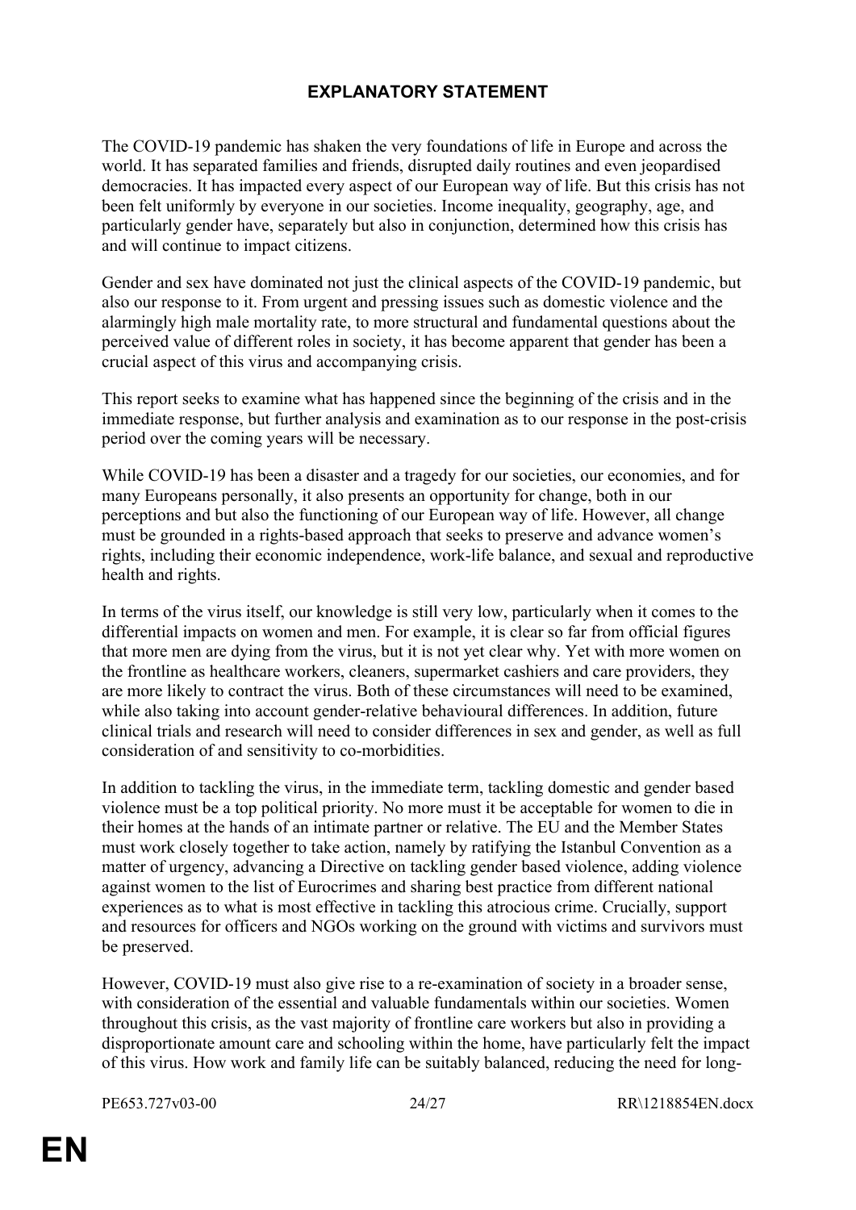## EXPLANATORY STATEMENT

The COVID-19 pandemic has shaken the very foundations of life in Europe and across the world. It has separated families and friends, disrupted daily routines and even jeopardised democracies. It has impacted every aspect of our European way of life. But this crisis has not been felt uniformly by everyone in our societies. Income inequality, geography, age, and particularly gender have, separately but also in conjunction, determined how this crisis has and will continue to impact citizens.

Gender and sex have dominated not just the clinical aspects of the COVID-19 pandemic, but also our response to it. From urgent and pressing issues such as domestic violence and the alarmingly high male mortality rate, to more structural and fundamental questions about the perceived value of different roles in society, it has become apparent that gender has been a crucial aspect of this virus and accompanying crisis.

This report seeks to examine what has happened since the beginning of the crisis and in the immediate response, but further analysis and examination as to our response in the post-crisis period over the coming years will be necessary.

While COVID-19 has been a disaster and a tragedy for our societies, our economies, and for many Europeans personally, it also presents an opportunity for change, both in our perceptions and but also the functioning of our European way of life. However, all change must be grounded in a rights-based approach that seeks to preserve and advance women's rights, including their economic independence, work-life balance, and sexual and reproductive health and rights.

In terms of the virus itself, our knowledge is still very low, particularly when it comes to the differential impacts on women and men. For example, it is clear so far from official figures that more men are dying from the virus, but it is not yet clear why. Yet with more women on the frontline as healthcare workers, cleaners, supermarket cashiers and care providers, they are more likely to contract the virus. Both of these circumstances will need to be examined, while also taking into account gender-relative behavioural differences. In addition, future clinical trials and research will need to consider differences in sex and gender, as well as full consideration of and sensitivity to co-morbidities.

In addition to tackling the virus, in the immediate term, tackling domestic and gender based violence must be a top political priority. No more must it be acceptable for women to die in their homes at the hands of an intimate partner or relative. The EU and the Member States must work closely together to take action, namely by ratifying the Istanbul Convention as a matter of urgency, advancing a Directive on tackling gender based violence, adding violence against women to the list of Eurocrimes and sharing best practice from different national experiences as to what is most effective in tackling this atrocious crime. Crucially, support and resources for officers and NGOs working on the ground with victims and survivors must be preserved.

However, COVID-19 must also give rise to a re-examination of society in a broader sense, with consideration of the essential and valuable fundamentals within our societies. Women throughout this crisis, as the vast majority of frontline care workers but also in providing a disproportionate amount care and schooling within the home, have particularly felt the impact of this virus. How work and family life can be suitably balanced, reducing the need for long-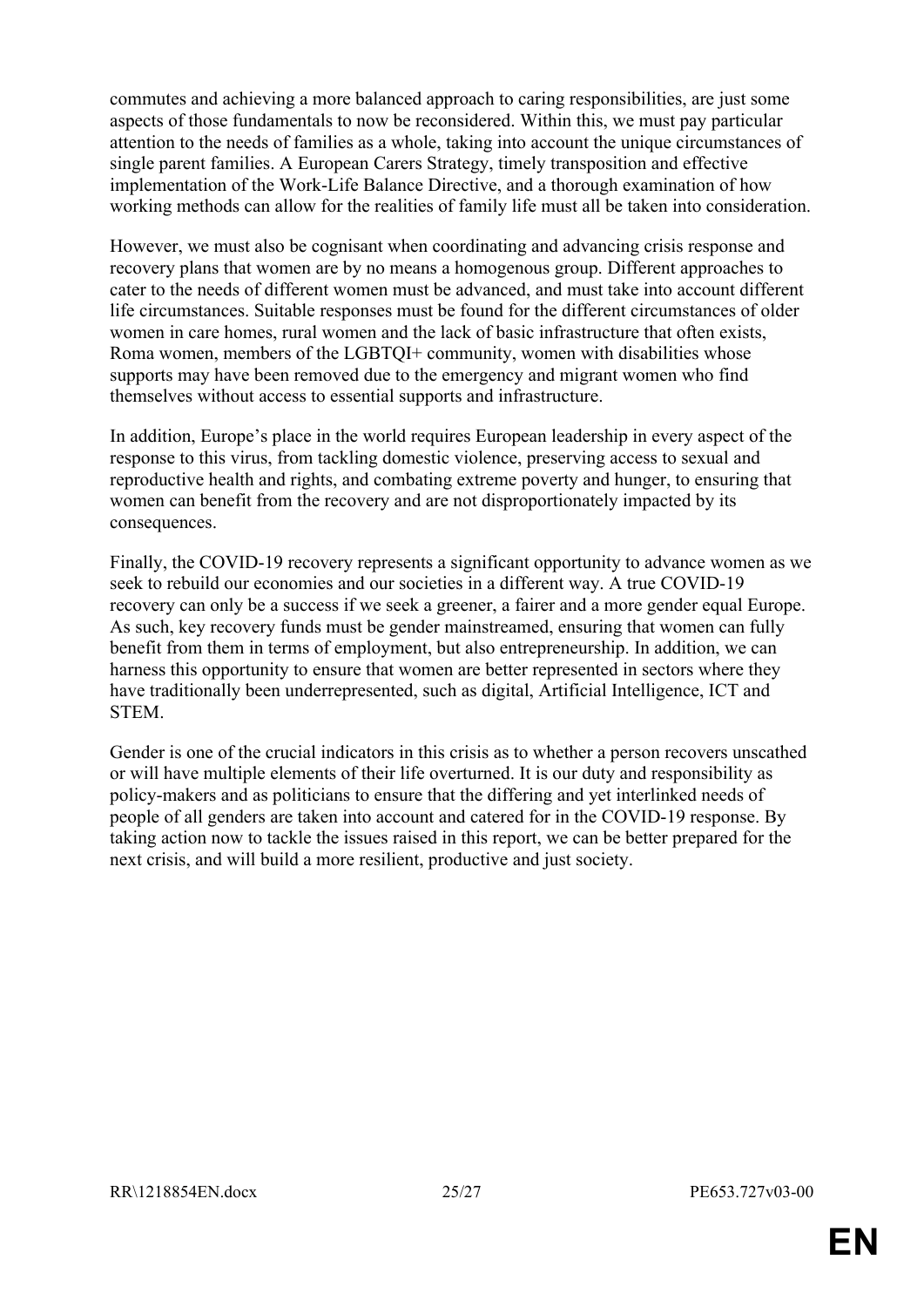commutes and achieving a more balanced approach to caring responsibilities, are just some aspects of those fundamentals to now be reconsidered. Within this, we must pay particular attention to the needs of families as a whole, taking into account the unique circumstances of single parent families. A European Carers Strategy, timely transposition and effective implementation of the Work-Life Balance Directive, and a thorough examination of how working methods can allow for the realities of family life must all be taken into consideration.

However, we must also be cognisant when coordinating and advancing crisis response and recovery plans that women are by no means a homogenous group. Different approaches to cater to the needs of different women must be advanced, and must take into account different life circumstances. Suitable responses must be found for the different circumstances of older women in care homes, rural women and the lack of basic infrastructure that often exists, Roma women, members of the LGBTQI+ community, women with disabilities whose supports may have been removed due to the emergency and migrant women who find themselves without access to essential supports and infrastructure.

In addition, Europe's place in the world requires European leadership in every aspect of the response to this virus, from tackling domestic violence, preserving access to sexual and reproductive health and rights, and combating extreme poverty and hunger, to ensuring that women can benefit from the recovery and are not disproportionately impacted by its consequences.

Finally, the COVID-19 recovery represents a significant opportunity to advance women as we seek to rebuild our economies and our societies in a different way. A true COVID-19 recovery can only be a success if we seek a greener, a fairer and a more gender equal Europe. As such, key recovery funds must be gender mainstreamed, ensuring that women can fully benefit from them in terms of employment, but also entrepreneurship. In addition, we can harness this opportunity to ensure that women are better represented in sectors where they have traditionally been underrepresented, such as digital, Artificial Intelligence, ICT and STEM.

Gender is one of the crucial indicators in this crisis as to whether a person recovers unscathed or will have multiple elements of their life overturned. It is our duty and responsibility as policy-makers and as politicians to ensure that the differing and yet interlinked needs of people of all genders are taken into account and catered for in the COVID-19 response. By taking action now to tackle the issues raised in this report, we can be better prepared for the next crisis, and will build a more resilient, productive and just society.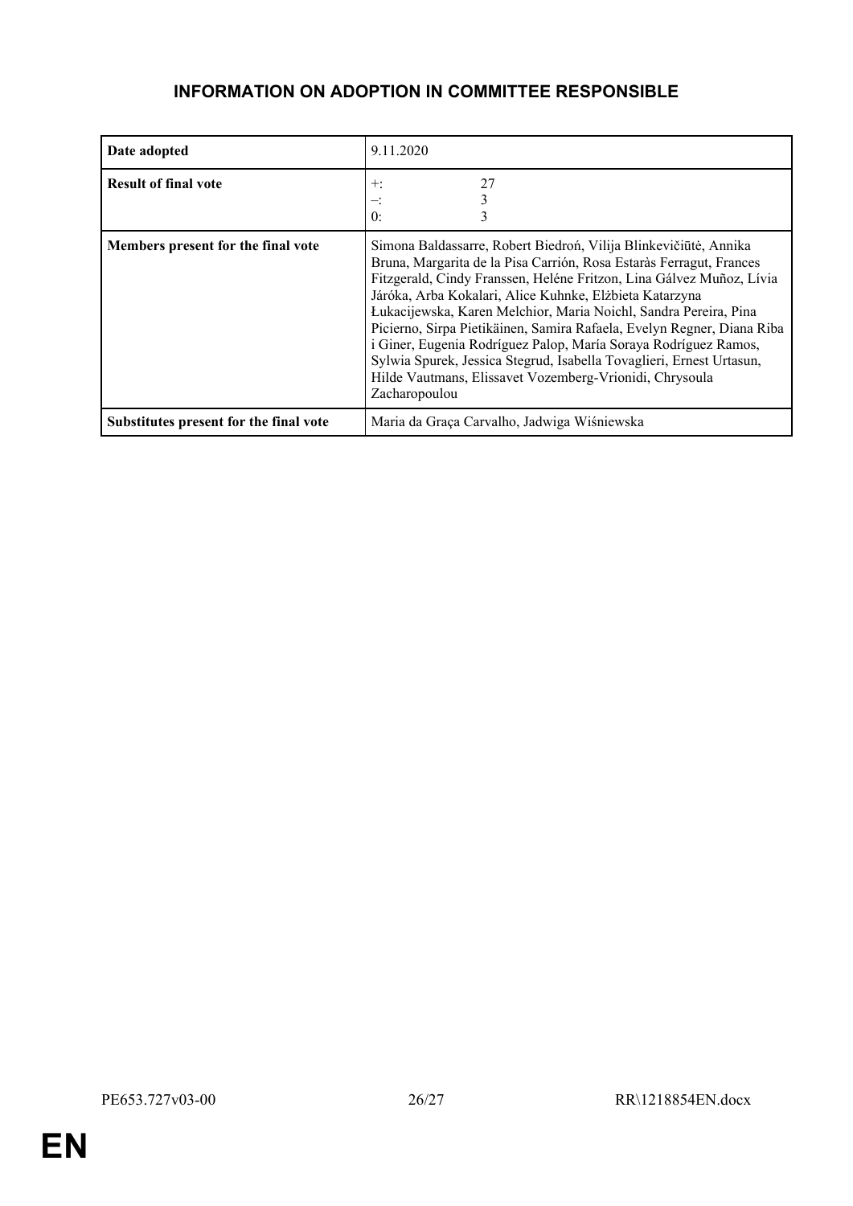## INFORMATION ON ADOPTION IN COMMITTEE RESPONSIBLE

| | |
|---|---|
| **Date adopted** | 9.11.2020 |
| **Result of final vote** | +: 27<br>–: 3<br>0: 3 |
| **Members present for the final vote** | Simona Baldassarre, Robert Biedroń, Vilija Blinkevičiūtė, Annika Bruna, Margarita de la Pisa Carrión, Rosa Estaràs Ferragut, Frances Fitzgerald, Cindy Franssen, Heléne Fritzon, Lina Gálvez Muñoz, Lívia Járóka, Arba Kokalari, Alice Kuhnke, Elżbieta Katarzyna Łukacijewska, Karen Melchior, Maria Noichl, Sandra Pereira, Pina Picierno, Sirpa Pietikäinen, Samira Rafaela, Evelyn Regner, Diana Riba i Giner, Eugenia Rodríguez Palop, María Soraya Rodríguez Ramos, Sylwia Spurek, Jessica Stegrud, Isabella Tovaglieri, Ernest Urtasun, Hilde Vautmans, Elissavet Vozemberg-Vrionidi, Chrysoula Zacharopoulou |
| **Substitutes present for the final vote** | Maria da Graça Carvalho, Jadwiga Wiśniewska |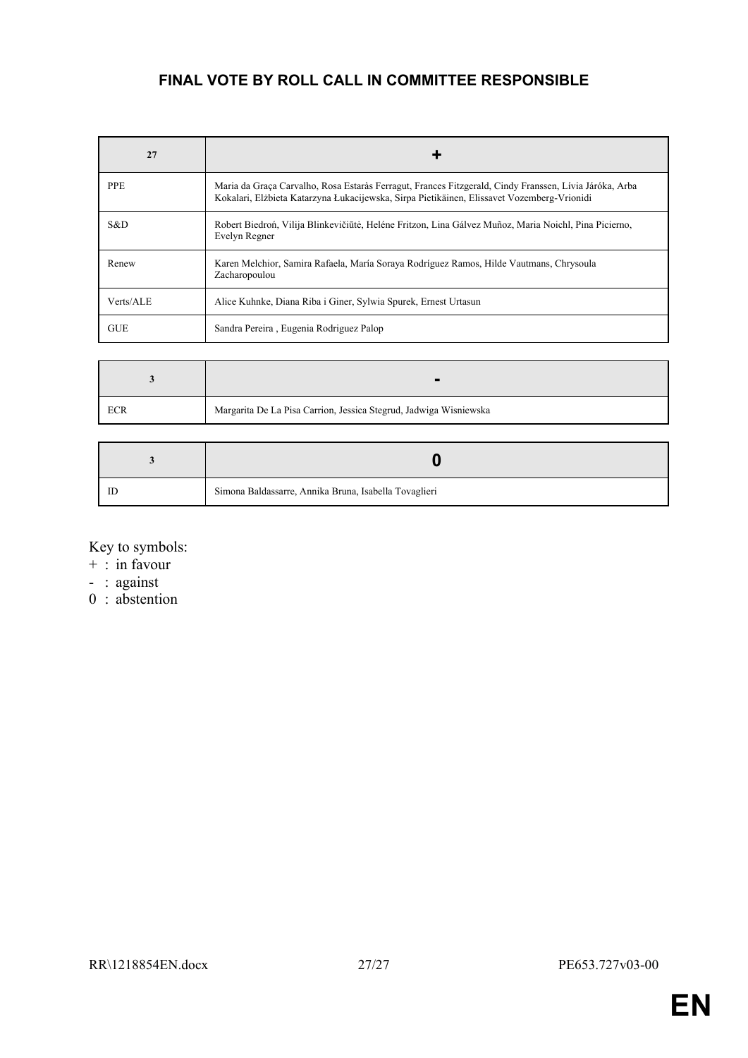## FINAL VOTE BY ROLL CALL IN COMMITTEE RESPONSIBLE

| 27 | + |
|---|---|
| PPE | Maria da Graça Carvalho, Rosa Estaràs Ferragut, Frances Fitzgerald, Cindy Franssen, Lívia Járóka, Arba Kokalari, Elżbieta Katarzyna Łukacijewska, Sirpa Pietikäinen, Elissavet Vozemberg-Vrionidi |
| S&D | Robert Biedroń, Vilija Blinkevičiūtė, Heléne Fritzon, Lina Gálvez Muñoz, Maria Noichl, Pina Picierno, Evelyn Regner |
| Renew | Karen Melchior, Samira Rafaela, María Soraya Rodríguez Ramos, Hilde Vautmans, Chrysoula Zacharopoulou |
| Verts/ALE | Alice Kuhnke, Diana Riba i Giner, Sylwia Spurek, Ernest Urtasun |
| GUE | Sandra Pereira , Eugenia Rodriguez Palop |

| 3 | - |
|---|---|
| ECR | Margarita De La Pisa Carrion, Jessica Stegrud, Jadwiga Wisniewska |

| 3 | 0 |
|---|---|
| ID | Simona Baldassarre, Annika Bruna, Isabella Tovaglieri |

Key to symbols:
+ : in favour
- : against
0 : abstention